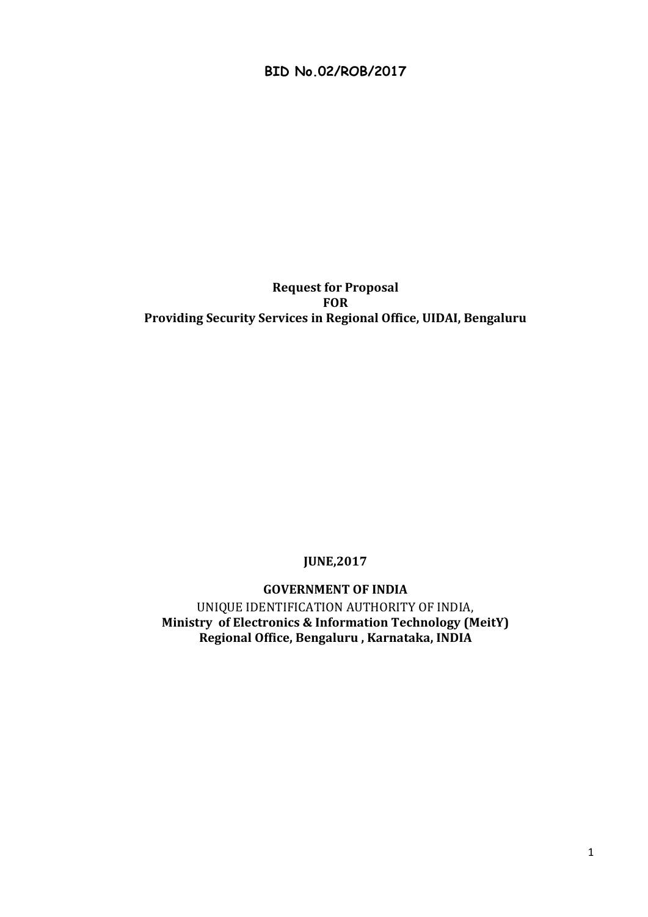**BID No.02/ROB/2017**

# Request for Proposal
# FOR
# Providing Security Services in Regional Office, UIDAI, Bengaluru

**JUNE,2017**

**GOVERNMENT OF INDIA**

UNIQUE IDENTIFICATION AUTHORITY OF INDIA,

**Ministry of Electronics & Information Technology (MeitY)**

**Regional Office, Bengaluru , Karnataka, INDIA**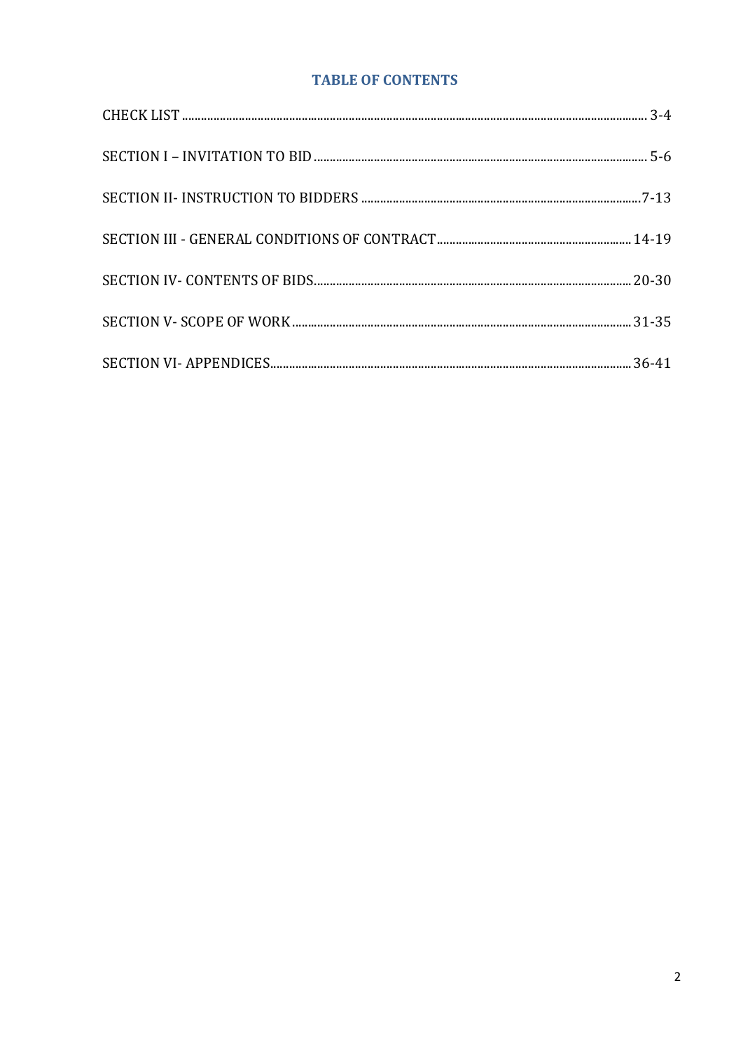# TABLE OF CONTENTS

| | |
|---|---|
| CHECK LIST | 3-4 |
| SECTION I – INVITATION TO BID | 5-6 |
| SECTION II- INSTRUCTION TO BIDDERS | 7-13 |
| SECTION III - GENERAL CONDITIONS OF CONTRACT | 14-19 |
| SECTION IV- CONTENTS OF BIDS | 20-30 |
| SECTION V- SCOPE OF WORK | 31-35 |
| SECTION VI- APPENDICES | 36-41 |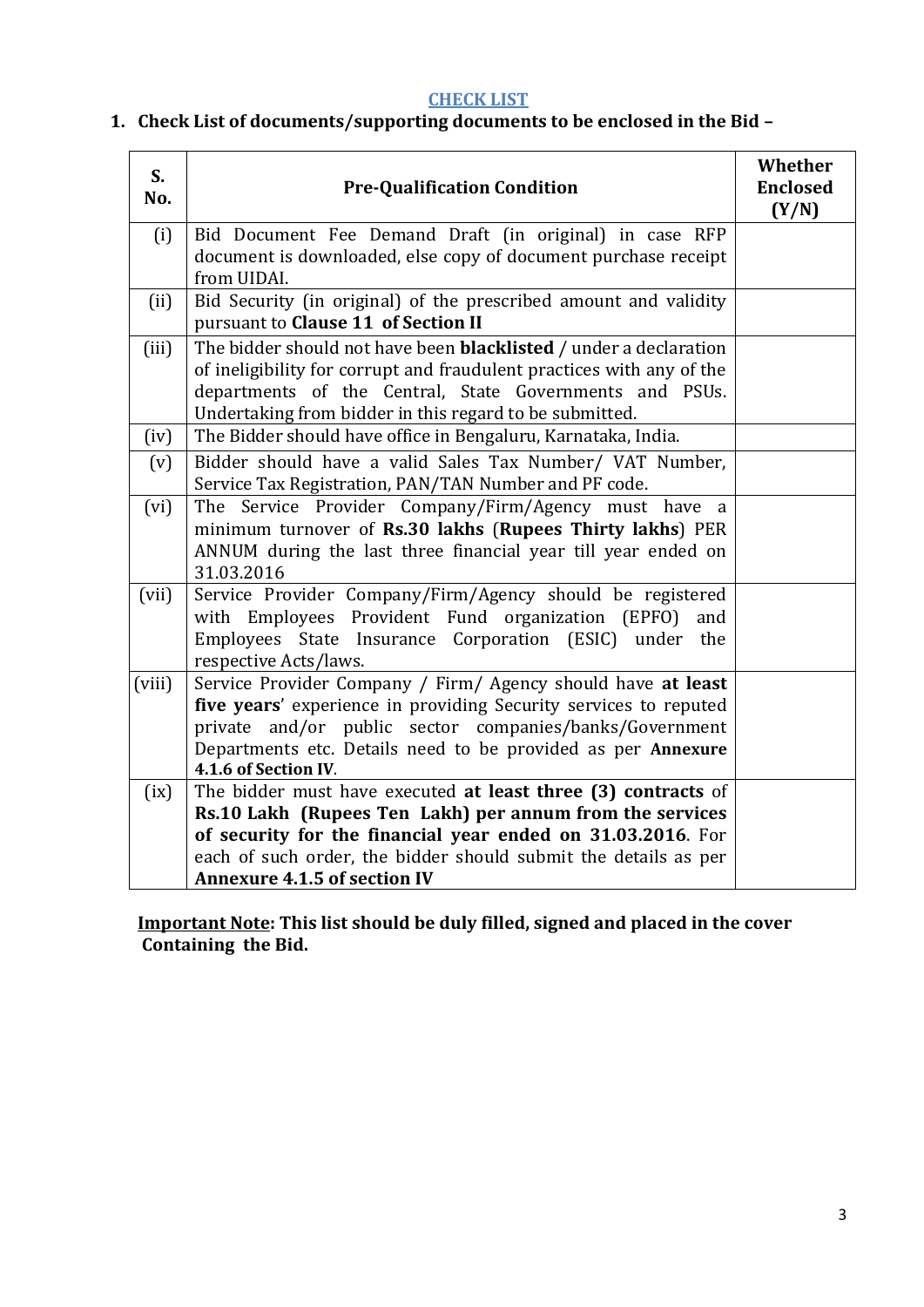## CHECK LIST

### 1. Check List of documents/supporting documents to be enclosed in the Bid –

| S. No. | Pre-Qualification Condition | Whether Enclosed (Y/N) |
|---|---|---|
| (i) | Bid Document Fee Demand Draft (in original) in case RFP document is downloaded, else copy of document purchase receipt from UIDAI. | |
| (ii) | Bid Security (in original) of the prescribed amount and validity pursuant to **Clause 11 of Section II** | |
| (iii) | The bidder should not have been **blacklisted** / under a declaration of ineligibility for corrupt and fraudulent practices with any of the departments of the Central, State Governments and PSUs. Undertaking from bidder in this regard to be submitted. | |
| (iv) | The Bidder should have office in Bengaluru, Karnataka, India. | |
| (v) | Bidder should have a valid Sales Tax Number/ VAT Number, Service Tax Registration, PAN/TAN Number and PF code. | |
| (vi) | The Service Provider Company/Firm/Agency must have a minimum turnover of **Rs.30 lakhs** (**Rupees Thirty lakhs**) PER ANNUM during the last three financial year till year ended on 31.03.2016 | |
| (vii) | Service Provider Company/Firm/Agency should be registered with Employees Provident Fund organization (EPFO) and Employees State Insurance Corporation (ESIC) under the respective Acts/laws. | |
| (viii) | Service Provider Company / Firm/ Agency should have **at least five years**' experience in providing Security services to reputed private and/or public sector companies/banks/Government Departments etc. Details need to be provided as per **Annexure 4.1.6 of Section IV**. | |
| (ix) | The bidder must have executed **at least three (3) contracts** of **Rs.10 Lakh (Rupees Ten Lakh) per annum from the services of security for the financial year ended on 31.03.2016**. For each of such order, the bidder should submit the details as per **Annexure 4.1.5 of section IV** | |

**Important Note: This list should be duly filled, signed and placed in the cover Containing the Bid.**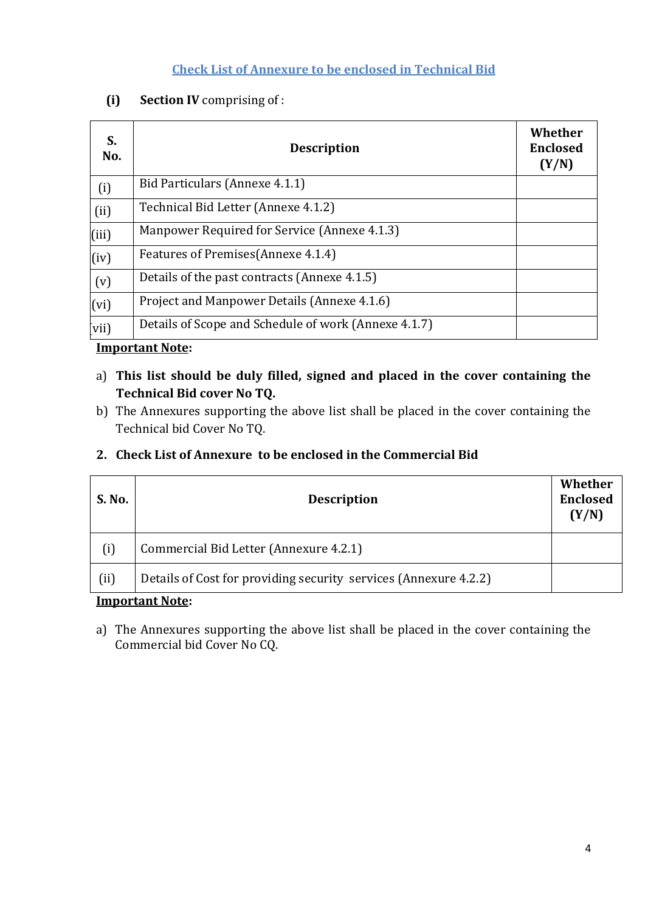## Check List of Annexure to be enclosed in Technical Bid

**(i) Section IV** comprising of :

| S. No. | Description | Whether Enclosed (Y/N) |
|---|---|---|
| (i) | Bid Particulars (Annexe 4.1.1) | |
| (ii) | Technical Bid Letter (Annexe 4.1.2) | |
| (iii) | Manpower Required for Service (Annexe 4.1.3) | |
| (iv) | Features of Premises(Annexe 4.1.4) | |
| (v) | Details of the past contracts (Annexe 4.1.5) | |
| (vi) | Project and Manpower Details (Annexe 4.1.6) | |
| vii) | Details of Scope and Schedule of work (Annexe 4.1.7) | |

**Important Note:**

a) **This list should be duly filled, signed and placed in the cover containing the Technical Bid cover No TQ.**

b) The Annexures supporting the above list shall be placed in the cover containing the Technical bid Cover No TQ.

**2. Check List of Annexure to be enclosed in the Commercial Bid**

| S. No. | Description | Whether Enclosed (Y/N) |
|---|---|---|
| (i) | Commercial Bid Letter (Annexure 4.2.1) | |
| (ii) | Details of Cost for providing security services (Annexure 4.2.2) | |

**Important Note:**

a) The Annexures supporting the above list shall be placed in the cover containing the Commercial bid Cover No CQ.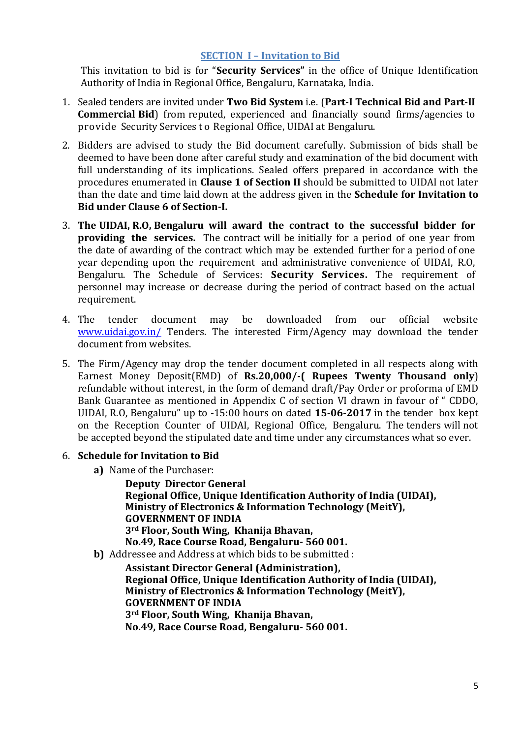## SECTION I – Invitation to Bid

This invitation to bid is for "**Security Services"** in the office of Unique Identification Authority of India in Regional Office, Bengaluru, Karnataka, India.

1. Sealed tenders are invited under **Two Bid System** i.e. (**Part-I Technical Bid and Part-II Commercial Bid**) from reputed, experienced and financially sound firms/agencies to provide Security Services to Regional Office, UIDAI at Bengaluru.

2. Bidders are advised to study the Bid document carefully. Submission of bids shall be deemed to have been done after careful study and examination of the bid document with full understanding of its implications. Sealed offers prepared in accordance with the procedures enumerated in **Clause 1 of Section II** should be submitted to UIDAI not later than the date and time laid down at the address given in the **Schedule for Invitation to Bid under Clause 6 of Section-I.**

3. **The UIDAI, R.O, Bengaluru will award the contract to the successful bidder for providing the services.** The contract will be initially for a period of one year from the date of awarding of the contract which may be extended further for a period of one year depending upon the requirement and administrative convenience of UIDAI, R.O, Bengaluru. The Schedule of Services: **Security Services.** The requirement of personnel may increase or decrease during the period of contract based on the actual requirement.

4. The tender document may be downloaded from our official website www.uidai.gov.in/ Tenders. The interested Firm/Agency may download the tender document from websites.

5. The Firm/Agency may drop the tender document completed in all respects along with Earnest Money Deposit(EMD) of **Rs.20,000/-( Rupees Twenty Thousand only**) refundable without interest, in the form of demand draft/Pay Order or proforma of EMD Bank Guarantee as mentioned in Appendix C of section VI drawn in favour of " CDDO, UIDAI, R.O, Bengaluru" up to -15:00 hours on dated **15-06-2017** in the tender box kept on the Reception Counter of UIDAI, Regional Office, Bengaluru. The tenders will not be accepted beyond the stipulated date and time under any circumstances what so ever.

6. **Schedule for Invitation to Bid**
   - **a)** Name of the Purchaser:

     **Deputy Director General**
     **Regional Office, Unique Identification Authority of India (UIDAI),**
     **Ministry of Electronics & Information Technology (MeitY),**
     **GOVERNMENT OF INDIA**
     **3rd Floor, South Wing, Khanija Bhavan,**
     **No.49, Race Course Road, Bengaluru- 560 001.**

   - **b)** Addressee and Address at which bids to be submitted :

     **Assistant Director General (Administration),**
     **Regional Office, Unique Identification Authority of India (UIDAI),**
     **Ministry of Electronics & Information Technology (MeitY),**
     **GOVERNMENT OF INDIA**
     **3rd Floor, South Wing, Khanija Bhavan,**
     **No.49, Race Course Road, Bengaluru- 560 001.**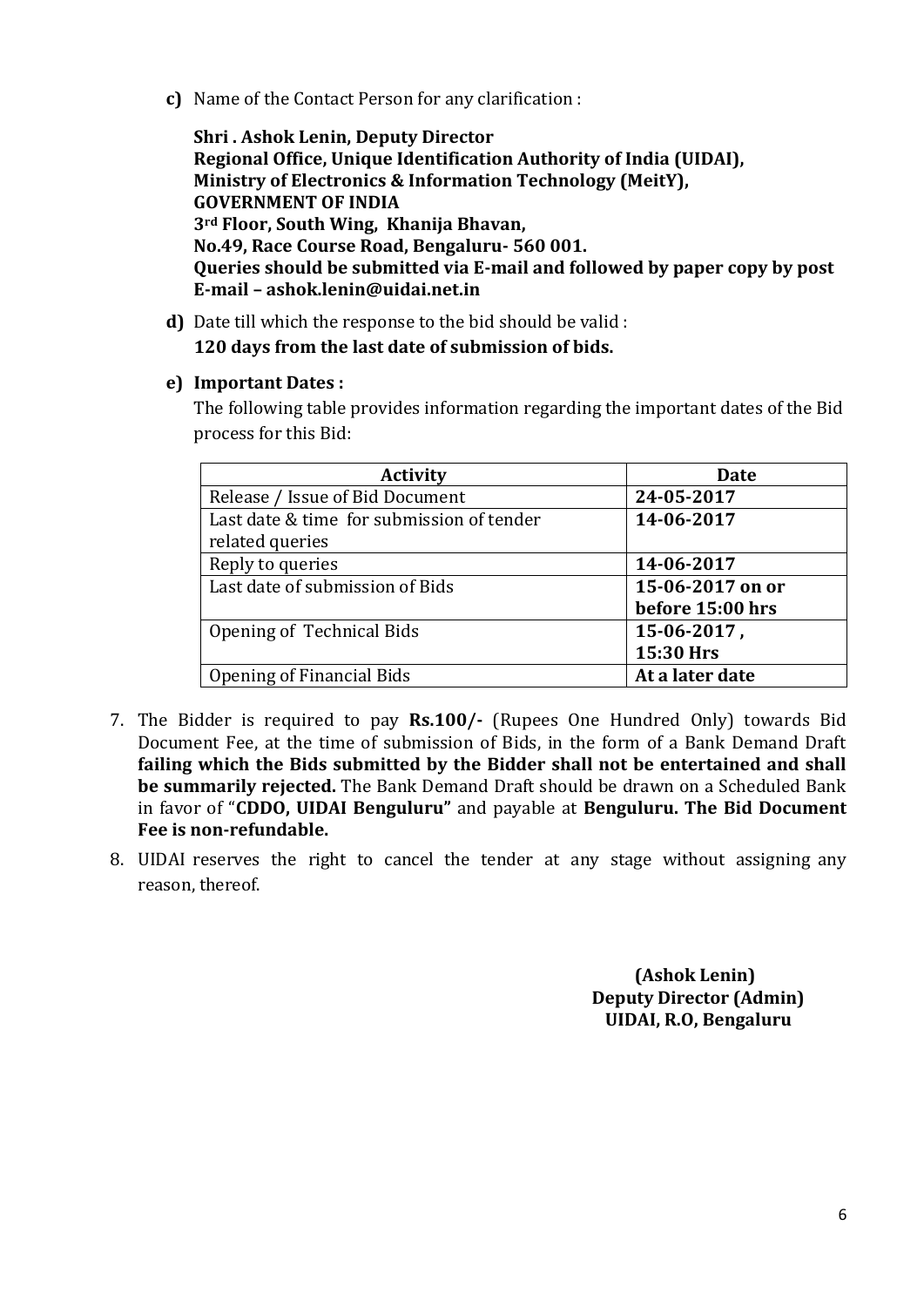**c)** Name of the Contact Person for any clarification :

**Shri . Ashok Lenin, Deputy Director**
**Regional Office, Unique Identification Authority of India (UIDAI),**
**Ministry of Electronics & Information Technology (MeitY),**
**GOVERNMENT OF INDIA**
**3rd Floor, South Wing, Khanija Bhavan,**
**No.49, Race Course Road, Bengaluru- 560 001.**
**Queries should be submitted via E-mail and followed by paper copy by post**
**E-mail – ashok.lenin@uidai.net.in**

**d)** Date till which the response to the bid should be valid :
**120 days from the last date of submission of bids.**

**e) Important Dates :**
The following table provides information regarding the important dates of the Bid process for this Bid:

| Activity | Date |
|---|---|
| Release / Issue of Bid Document | **24-05-2017** |
| Last date & time for submission of tender related queries | **14-06-2017** |
| Reply to queries | **14-06-2017** |
| Last date of submission of Bids | **15-06-2017 on or before 15:00 hrs** |
| Opening of Technical Bids | **15-06-2017 , 15:30 Hrs** |
| Opening of Financial Bids | **At a later date** |

7. The Bidder is required to pay **Rs.100/-** (Rupees One Hundred Only) towards Bid Document Fee, at the time of submission of Bids, in the form of a Bank Demand Draft **failing which the Bids submitted by the Bidder shall not be entertained and shall be summarily rejected.** The Bank Demand Draft should be drawn on a Scheduled Bank in favor of "**CDDO, UIDAI Benguluru"** and payable at **Benguluru. The Bid Document Fee is non-refundable.**
8. UIDAI reserves the right to cancel the tender at any stage without assigning any reason, thereof.

**(Ashok Lenin)**
**Deputy Director (Admin)**
**UIDAI, R.O, Bengaluru**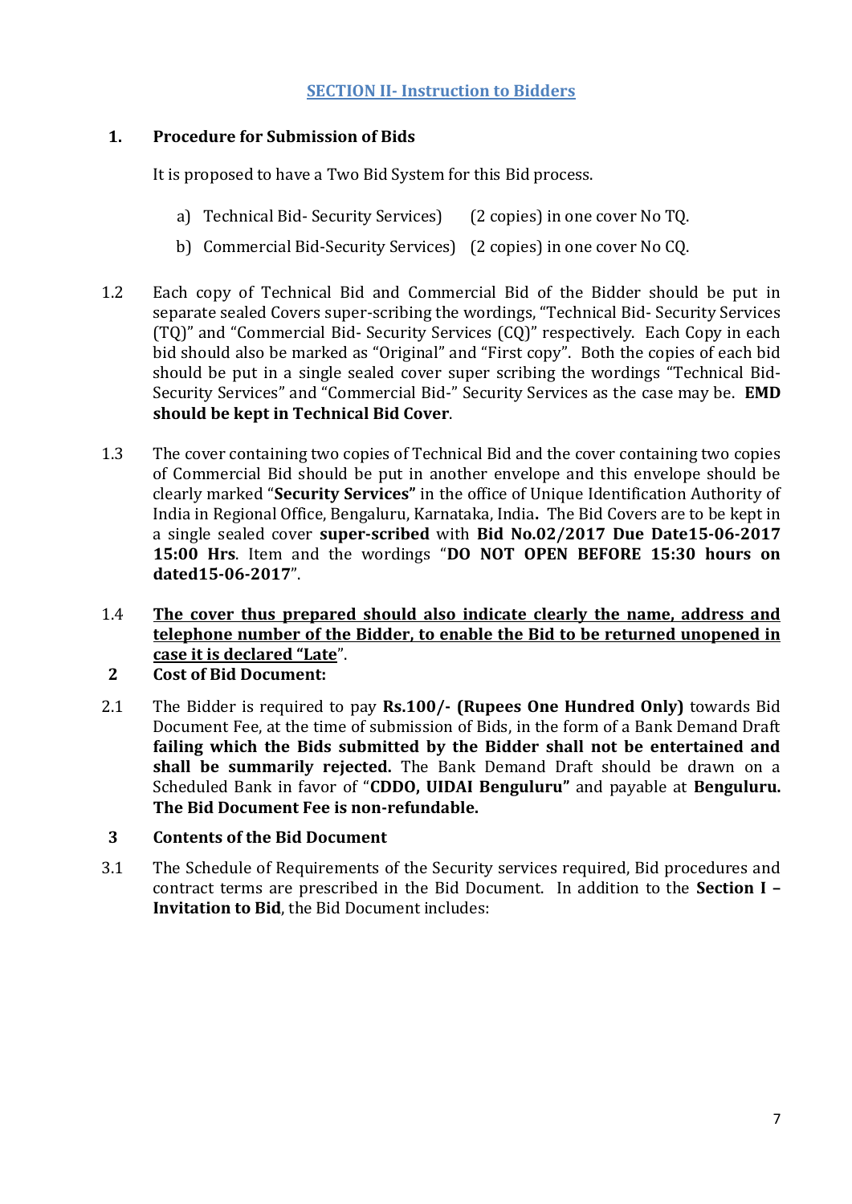## SECTION II- Instruction to Bidders

**1. Procedure for Submission of Bids**

It is proposed to have a Two Bid System for this Bid process.

a) Technical Bid- Security Services) (2 copies) in one cover No TQ.

b) Commercial Bid-Security Services) (2 copies) in one cover No CQ.

1.2 Each copy of Technical Bid and Commercial Bid of the Bidder should be put in separate sealed Covers super-scribing the wordings, "Technical Bid- Security Services (TQ)" and "Commercial Bid- Security Services (CQ)" respectively. Each Copy in each bid should also be marked as "Original" and "First copy". Both the copies of each bid should be put in a single sealed cover super scribing the wordings "Technical Bid- Security Services" and "Commercial Bid-" Security Services as the case may be. **EMD should be kept in Technical Bid Cover**.

1.3 The cover containing two copies of Technical Bid and the cover containing two copies of Commercial Bid should be put in another envelope and this envelope should be clearly marked "**Security Services"** in the office of Unique Identification Authority of India in Regional Office, Bengaluru, Karnataka, India**.** The Bid Covers are to be kept in a single sealed cover **super-scribed** with **Bid No.02/2017 Due Date15-06-2017 15:00 Hrs**. Item and the wordings "**DO NOT OPEN BEFORE 15:30 hours on dated15-06-2017**".

1.4 **The cover thus prepared should also indicate clearly the name, address and telephone number of the Bidder, to enable the Bid to be returned unopened in case it is declared "Late**".

**2 Cost of Bid Document:**

2.1 The Bidder is required to pay **Rs.100/- (Rupees One Hundred Only)** towards Bid Document Fee, at the time of submission of Bids, in the form of a Bank Demand Draft **failing which the Bids submitted by the Bidder shall not be entertained and shall be summarily rejected.** The Bank Demand Draft should be drawn on a Scheduled Bank in favor of "**CDDO, UIDAI Benguluru"** and payable at **Benguluru. The Bid Document Fee is non-refundable.**

**3 Contents of the Bid Document**

3.1 The Schedule of Requirements of the Security services required, Bid procedures and contract terms are prescribed in the Bid Document. In addition to the **Section I – Invitation to Bid**, the Bid Document includes: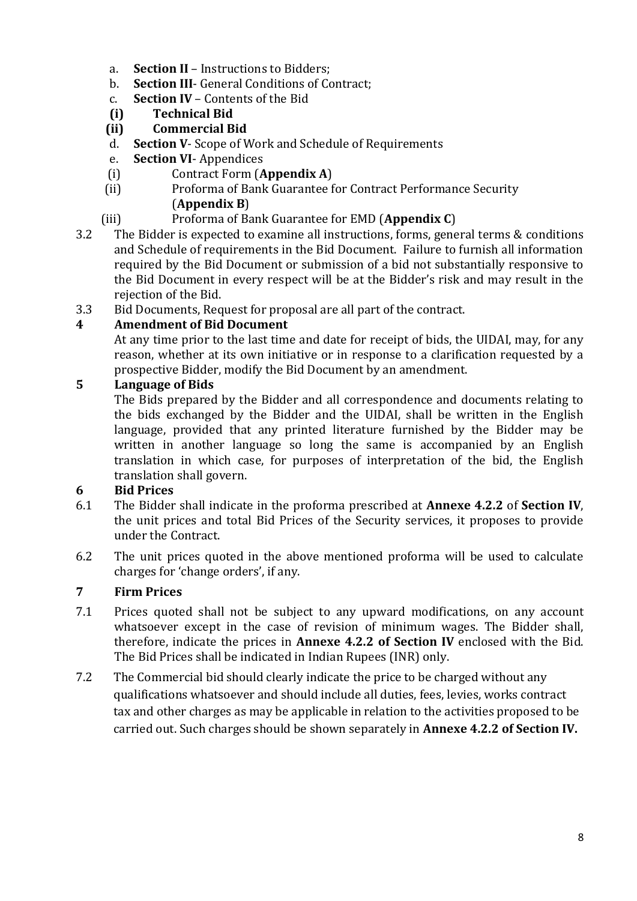a. **Section II** – Instructions to Bidders;
b. **Section III**- General Conditions of Contract;
c. **Section IV** – Contents of the Bid
   **(i) Technical Bid**
   **(ii) Commercial Bid**
d. **Section V**- Scope of Work and Schedule of Requirements
e. **Section VI**- Appendices
   (i) Contract Form (**Appendix A**)
   (ii) Proforma of Bank Guarantee for Contract Performance Security (**Appendix B**)
   (iii) Proforma of Bank Guarantee for EMD (**Appendix C**)

3.2 The Bidder is expected to examine all instructions, forms, general terms & conditions and Schedule of requirements in the Bid Document. Failure to furnish all information required by the Bid Document or submission of a bid not substantially responsive to the Bid Document in every respect will be at the Bidder's risk and may result in the rejection of the Bid.

3.3 Bid Documents, Request for proposal are all part of the contract.

**4 Amendment of Bid Document**

At any time prior to the last time and date for receipt of bids, the UIDAI, may, for any reason, whether at its own initiative or in response to a clarification requested by a prospective Bidder, modify the Bid Document by an amendment.

**5 Language of Bids**

The Bids prepared by the Bidder and all correspondence and documents relating to the bids exchanged by the Bidder and the UIDAI, shall be written in the English language, provided that any printed literature furnished by the Bidder may be written in another language so long the same is accompanied by an English translation in which case, for purposes of interpretation of the bid, the English translation shall govern.

**6 Bid Prices**

6.1 The Bidder shall indicate in the proforma prescribed at **Annexe 4.2.2** of **Section IV**, the unit prices and total Bid Prices of the Security services, it proposes to provide under the Contract.

6.2 The unit prices quoted in the above mentioned proforma will be used to calculate charges for 'change orders', if any.

**7 Firm Prices**

7.1 Prices quoted shall not be subject to any upward modifications, on any account whatsoever except in the case of revision of minimum wages. The Bidder shall, therefore, indicate the prices in **Annexe 4.2.2 of Section IV** enclosed with the Bid. The Bid Prices shall be indicated in Indian Rupees (INR) only.

7.2 The Commercial bid should clearly indicate the price to be charged without any qualifications whatsoever and should include all duties, fees, levies, works contract tax and other charges as may be applicable in relation to the activities proposed to be carried out. Such charges should be shown separately in **Annexe 4.2.2 of Section IV.**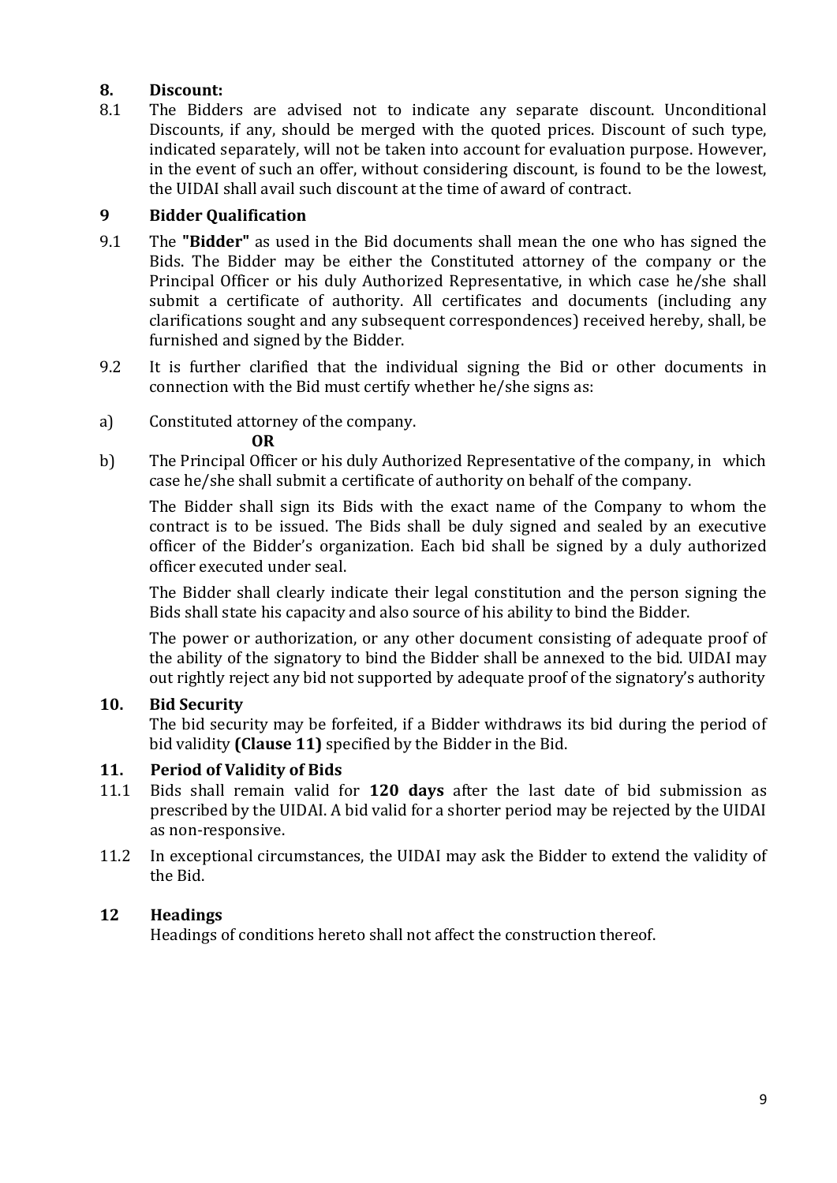## 8. Discount:

8.1 The Bidders are advised not to indicate any separate discount. Unconditional Discounts, if any, should be merged with the quoted prices. Discount of such type, indicated separately, will not be taken into account for evaluation purpose. However, in the event of such an offer, without considering discount, is found to be the lowest, the UIDAI shall avail such discount at the time of award of contract.

## 9 Bidder Qualification

9.1 The **"Bidder"** as used in the Bid documents shall mean the one who has signed the Bids. The Bidder may be either the Constituted attorney of the company or the Principal Officer or his duly Authorized Representative, in which case he/she shall submit a certificate of authority. All certificates and documents (including any clarifications sought and any subsequent correspondences) received hereby, shall, be furnished and signed by the Bidder.

9.2 It is further clarified that the individual signing the Bid or other documents in connection with the Bid must certify whether he/she signs as:

a) Constituted attorney of the company.

**OR**

b) The Principal Officer or his duly Authorized Representative of the company, in which case he/she shall submit a certificate of authority on behalf of the company.

The Bidder shall sign its Bids with the exact name of the Company to whom the contract is to be issued. The Bids shall be duly signed and sealed by an executive officer of the Bidder's organization. Each bid shall be signed by a duly authorized officer executed under seal.

The Bidder shall clearly indicate their legal constitution and the person signing the Bids shall state his capacity and also source of his ability to bind the Bidder.

The power or authorization, or any other document consisting of adequate proof of the ability of the signatory to bind the Bidder shall be annexed to the bid. UIDAI may out rightly reject any bid not supported by adequate proof of the signatory's authority

## 10. Bid Security

The bid security may be forfeited, if a Bidder withdraws its bid during the period of bid validity **(Clause 11)** specified by the Bidder in the Bid.

## 11. Period of Validity of Bids

11.1 Bids shall remain valid for **120 days** after the last date of bid submission as prescribed by the UIDAI. A bid valid for a shorter period may be rejected by the UIDAI as non-responsive.

11.2 In exceptional circumstances, the UIDAI may ask the Bidder to extend the validity of the Bid.

## 12 Headings

Headings of conditions hereto shall not affect the construction thereof.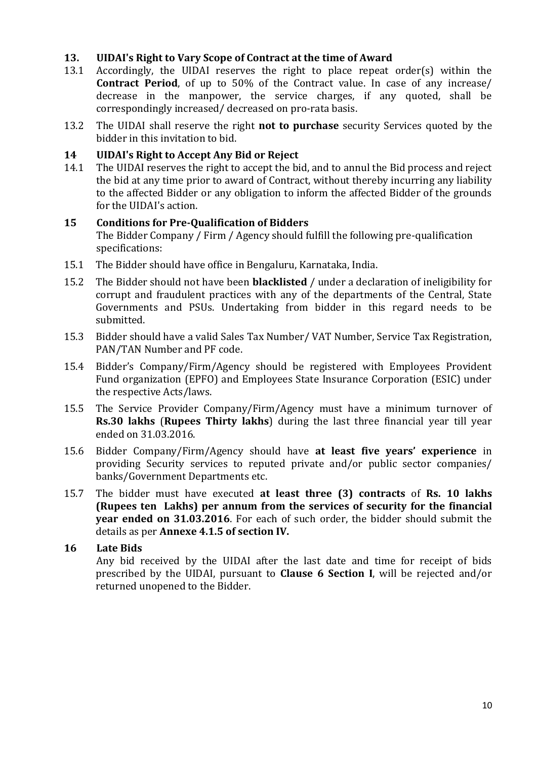## 13. UIDAI's Right to Vary Scope of Contract at the time of Award

13.1 Accordingly, the UIDAI reserves the right to place repeat order(s) within the **Contract Period**, of up to 50% of the Contract value. In case of any increase/ decrease in the manpower, the service charges, if any quoted, shall be correspondingly increased/ decreased on pro-rata basis.

13.2 The UIDAI shall reserve the right **not to purchase** security Services quoted by the bidder in this invitation to bid.

## 14 UIDAI's Right to Accept Any Bid or Reject

14.1 The UIDAI reserves the right to accept the bid, and to annul the Bid process and reject the bid at any time prior to award of Contract, without thereby incurring any liability to the affected Bidder or any obligation to inform the affected Bidder of the grounds for the UIDAI's action.

## 15 Conditions for Pre-Qualification of Bidders

The Bidder Company / Firm / Agency should fulfill the following pre-qualification specifications:

15.1 The Bidder should have office in Bengaluru, Karnataka, India.

15.2 The Bidder should not have been **blacklisted** / under a declaration of ineligibility for corrupt and fraudulent practices with any of the departments of the Central, State Governments and PSUs. Undertaking from bidder in this regard needs to be submitted.

15.3 Bidder should have a valid Sales Tax Number/ VAT Number, Service Tax Registration, PAN/TAN Number and PF code.

15.4 Bidder's Company/Firm/Agency should be registered with Employees Provident Fund organization (EPFO) and Employees State Insurance Corporation (ESIC) under the respective Acts/laws.

15.5 The Service Provider Company/Firm/Agency must have a minimum turnover of **Rs.30 lakhs** (**Rupees Thirty lakhs**) during the last three financial year till year ended on 31.03.2016.

15.6 Bidder Company/Firm/Agency should have **at least five years' experience** in providing Security services to reputed private and/or public sector companies/ banks/Government Departments etc.

15.7 The bidder must have executed **at least three (3) contracts** of **Rs. 10 lakhs (Rupees ten Lakhs) per annum from the services of security for the financial year ended on 31.03.2016**. For each of such order, the bidder should submit the details as per **Annexe 4.1.5 of section IV.**

## 16 Late Bids

Any bid received by the UIDAI after the last date and time for receipt of bids prescribed by the UIDAI, pursuant to **Clause 6 Section I**, will be rejected and/or returned unopened to the Bidder.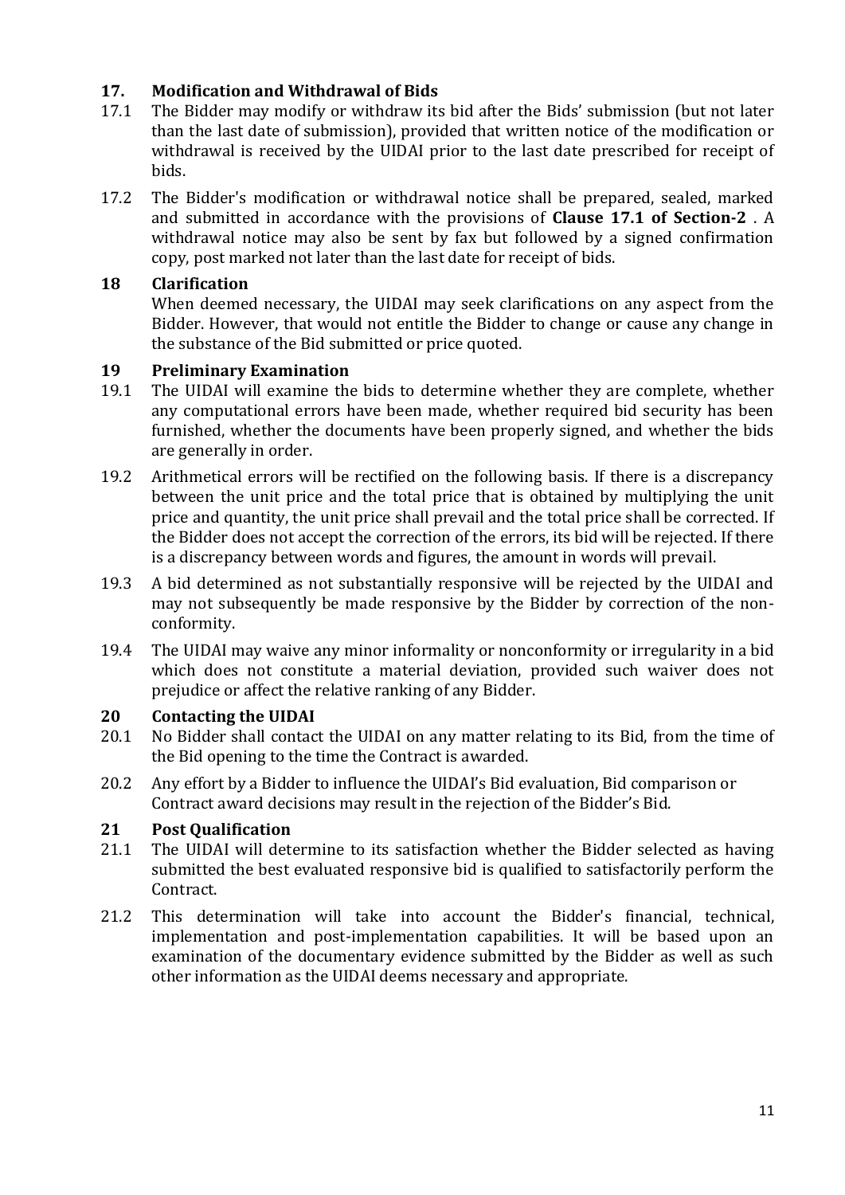## 17. Modification and Withdrawal of Bids

17.1 The Bidder may modify or withdraw its bid after the Bids' submission (but not later than the last date of submission), provided that written notice of the modification or withdrawal is received by the UIDAI prior to the last date prescribed for receipt of bids.

17.2 The Bidder's modification or withdrawal notice shall be prepared, sealed, marked and submitted in accordance with the provisions of **Clause 17.1 of Section-2** . A withdrawal notice may also be sent by fax but followed by a signed confirmation copy, post marked not later than the last date for receipt of bids.

## 18 Clarification

When deemed necessary, the UIDAI may seek clarifications on any aspect from the Bidder. However, that would not entitle the Bidder to change or cause any change in the substance of the Bid submitted or price quoted.

## 19 Preliminary Examination

19.1 The UIDAI will examine the bids to determine whether they are complete, whether any computational errors have been made, whether required bid security has been furnished, whether the documents have been properly signed, and whether the bids are generally in order.

19.2 Arithmetical errors will be rectified on the following basis. If there is a discrepancy between the unit price and the total price that is obtained by multiplying the unit price and quantity, the unit price shall prevail and the total price shall be corrected. If the Bidder does not accept the correction of the errors, its bid will be rejected. If there is a discrepancy between words and figures, the amount in words will prevail.

19.3 A bid determined as not substantially responsive will be rejected by the UIDAI and may not subsequently be made responsive by the Bidder by correction of the non-conformity.

19.4 The UIDAI may waive any minor informality or nonconformity or irregularity in a bid which does not constitute a material deviation, provided such waiver does not prejudice or affect the relative ranking of any Bidder.

## 20 Contacting the UIDAI

20.1 No Bidder shall contact the UIDAI on any matter relating to its Bid, from the time of the Bid opening to the time the Contract is awarded.

20.2 Any effort by a Bidder to influence the UIDAI's Bid evaluation, Bid comparison or Contract award decisions may result in the rejection of the Bidder's Bid.

## 21 Post Qualification

21.1 The UIDAI will determine to its satisfaction whether the Bidder selected as having submitted the best evaluated responsive bid is qualified to satisfactorily perform the Contract.

21.2 This determination will take into account the Bidder's financial, technical, implementation and post-implementation capabilities. It will be based upon an examination of the documentary evidence submitted by the Bidder as well as such other information as the UIDAI deems necessary and appropriate.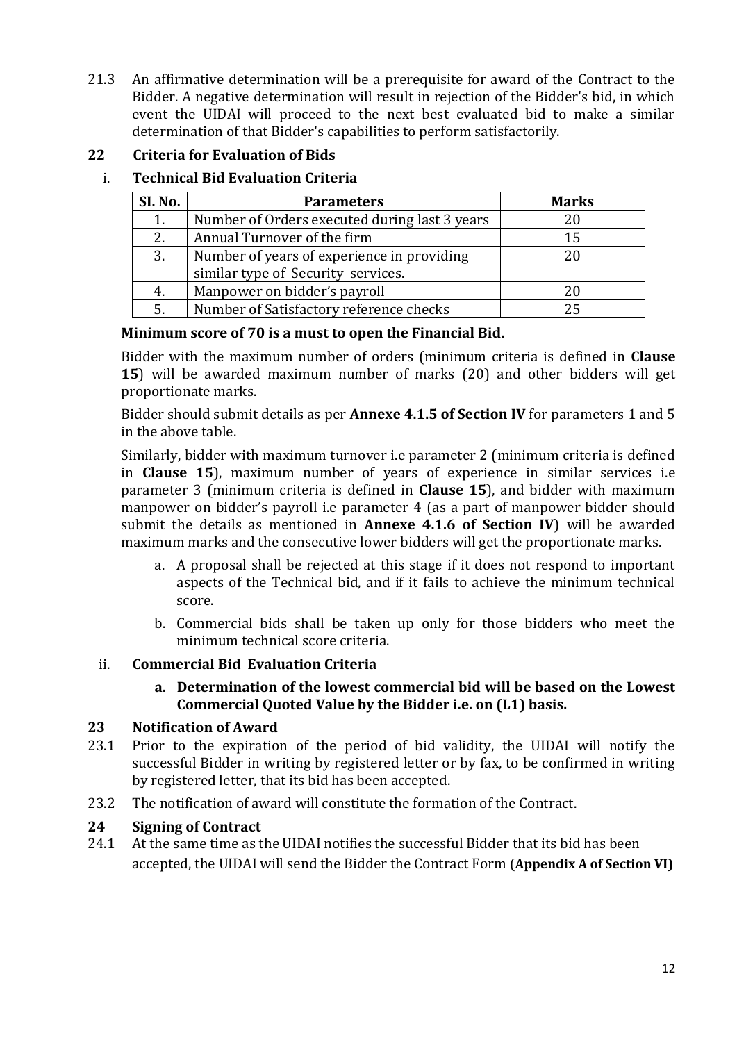21.3 An affirmative determination will be a prerequisite for award of the Contract to the Bidder. A negative determination will result in rejection of the Bidder's bid, in which event the UIDAI will proceed to the next best evaluated bid to make a similar determination of that Bidder's capabilities to perform satisfactorily.

## 22 Criteria for Evaluation of Bids

### i. Technical Bid Evaluation Criteria

| SI. No. | Parameters | Marks |
|---|---|---|
| 1. | Number of Orders executed during last 3 years | 20 |
| 2. | Annual Turnover of the firm | 15 |
| 3. | Number of years of experience in providing similar type of Security services. | 20 |
| 4. | Manpower on bidder's payroll | 20 |
| 5. | Number of Satisfactory reference checks | 25 |

**Minimum score of 70 is a must to open the Financial Bid.**

Bidder with the maximum number of orders (minimum criteria is defined in **Clause 15**) will be awarded maximum number of marks (20) and other bidders will get proportionate marks.

Bidder should submit details as per **Annexe 4.1.5 of Section IV** for parameters 1 and 5 in the above table.

Similarly, bidder with maximum turnover i.e parameter 2 (minimum criteria is defined in **Clause 15**), maximum number of years of experience in similar services i.e parameter 3 (minimum criteria is defined in **Clause 15**), and bidder with maximum manpower on bidder's payroll i.e parameter 4 (as a part of manpower bidder should submit the details as mentioned in **Annexe 4.1.6 of Section IV**) will be awarded maximum marks and the consecutive lower bidders will get the proportionate marks.

a. A proposal shall be rejected at this stage if it does not respond to important aspects of the Technical bid, and if it fails to achieve the minimum technical score.

b. Commercial bids shall be taken up only for those bidders who meet the minimum technical score criteria.

### ii. Commercial Bid Evaluation Criteria

**a. Determination of the lowest commercial bid will be based on the Lowest Commercial Quoted Value by the Bidder i.e. on (L1) basis.**

## 23 Notification of Award

23.1 Prior to the expiration of the period of bid validity, the UIDAI will notify the successful Bidder in writing by registered letter or by fax, to be confirmed in writing by registered letter, that its bid has been accepted.

23.2 The notification of award will constitute the formation of the Contract.

## 24 Signing of Contract

24.1 At the same time as the UIDAI notifies the successful Bidder that its bid has been accepted, the UIDAI will send the Bidder the Contract Form (**Appendix A of Section VI)**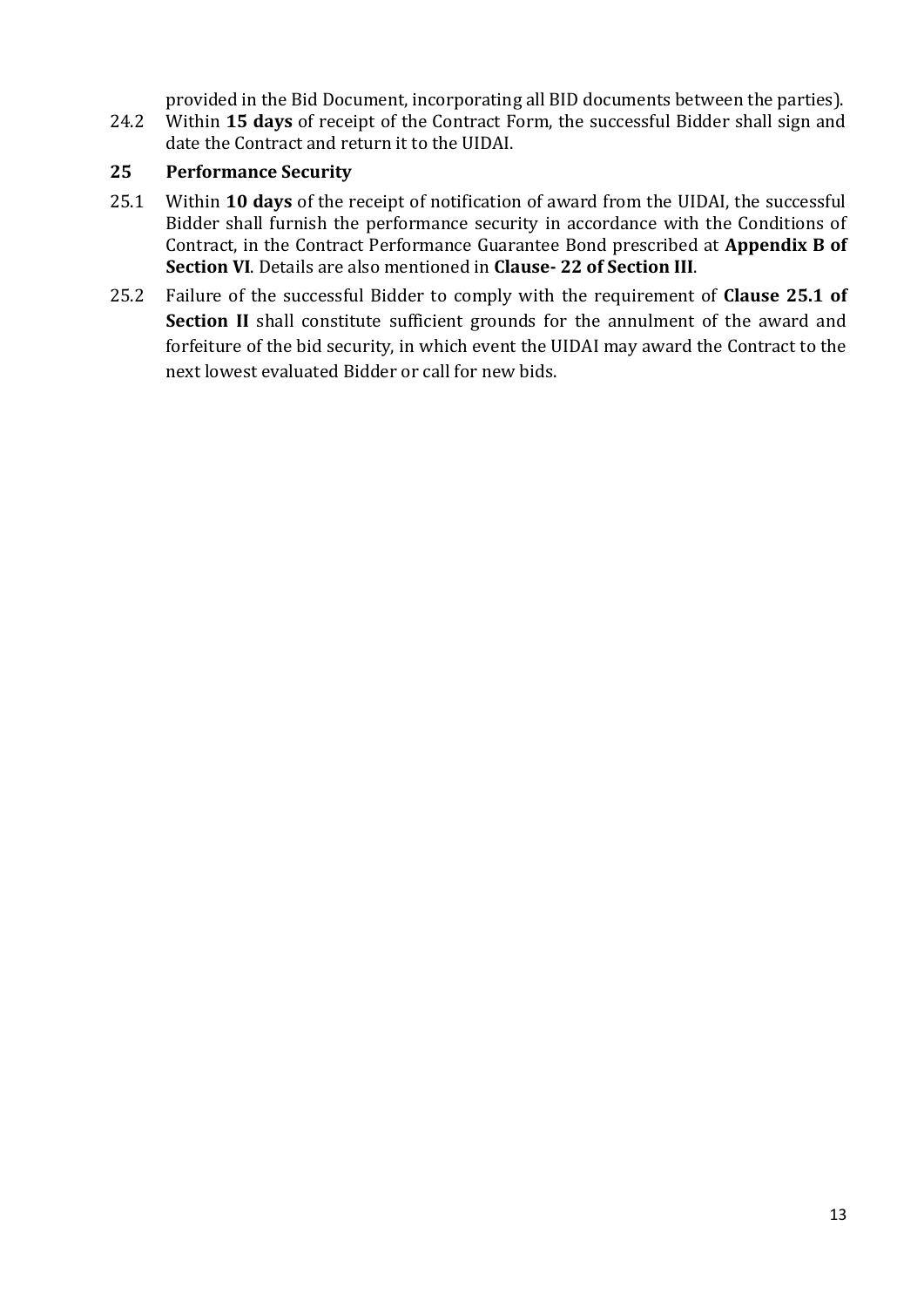provided in the Bid Document, incorporating all BID documents between the parties).

24.2 Within **15 days** of receipt of the Contract Form, the successful Bidder shall sign and date the Contract and return it to the UIDAI.

## 25 Performance Security

25.1 Within **10 days** of the receipt of notification of award from the UIDAI, the successful Bidder shall furnish the performance security in accordance with the Conditions of Contract, in the Contract Performance Guarantee Bond prescribed at **Appendix B of Section VI**. Details are also mentioned in **Clause- 22 of Section III**.

25.2 Failure of the successful Bidder to comply with the requirement of **Clause 25.1 of Section II** shall constitute sufficient grounds for the annulment of the award and forfeiture of the bid security, in which event the UIDAI may award the Contract to the next lowest evaluated Bidder or call for new bids.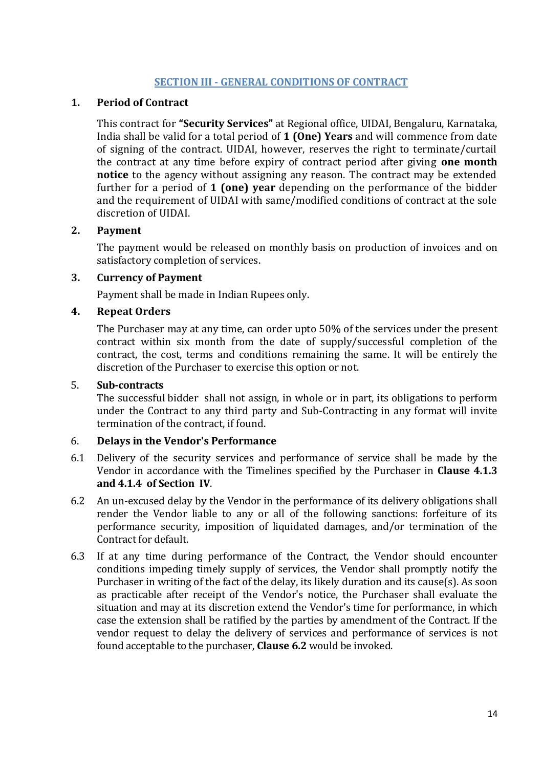## SECTION III - GENERAL CONDITIONS OF CONTRACT

### 1. Period of Contract

This contract for **"Security Services"** at Regional office, UIDAI, Bengaluru, Karnataka, India shall be valid for a total period of **1 (One) Years** and will commence from date of signing of the contract. UIDAI, however, reserves the right to terminate/curtail the contract at any time before expiry of contract period after giving **one month notice** to the agency without assigning any reason. The contract may be extended further for a period of **1 (one) year** depending on the performance of the bidder and the requirement of UIDAI with same/modified conditions of contract at the sole discretion of UIDAI.

### 2. Payment

The payment would be released on monthly basis on production of invoices and on satisfactory completion of services.

### 3. Currency of Payment

Payment shall be made in Indian Rupees only.

### 4. Repeat Orders

The Purchaser may at any time, can order upto 50% of the services under the present contract within six month from the date of supply/successful completion of the contract, the cost, terms and conditions remaining the same. It will be entirely the discretion of the Purchaser to exercise this option or not.

### 5. Sub-contracts

The successful bidder shall not assign, in whole or in part, its obligations to perform under the Contract to any third party and Sub-Contracting in any format will invite termination of the contract, if found.

### 6. Delays in the Vendor's Performance

6.1 Delivery of the security services and performance of service shall be made by the Vendor in accordance with the Timelines specified by the Purchaser in **Clause 4.1.3 and 4.1.4 of Section IV**.

6.2 An un-excused delay by the Vendor in the performance of its delivery obligations shall render the Vendor liable to any or all of the following sanctions: forfeiture of its performance security, imposition of liquidated damages, and/or termination of the Contract for default.

6.3 If at any time during performance of the Contract, the Vendor should encounter conditions impeding timely supply of services, the Vendor shall promptly notify the Purchaser in writing of the fact of the delay, its likely duration and its cause(s). As soon as practicable after receipt of the Vendor's notice, the Purchaser shall evaluate the situation and may at its discretion extend the Vendor's time for performance, in which case the extension shall be ratified by the parties by amendment of the Contract. If the vendor request to delay the delivery of services and performance of services is not found acceptable to the purchaser, **Clause 6.2** would be invoked.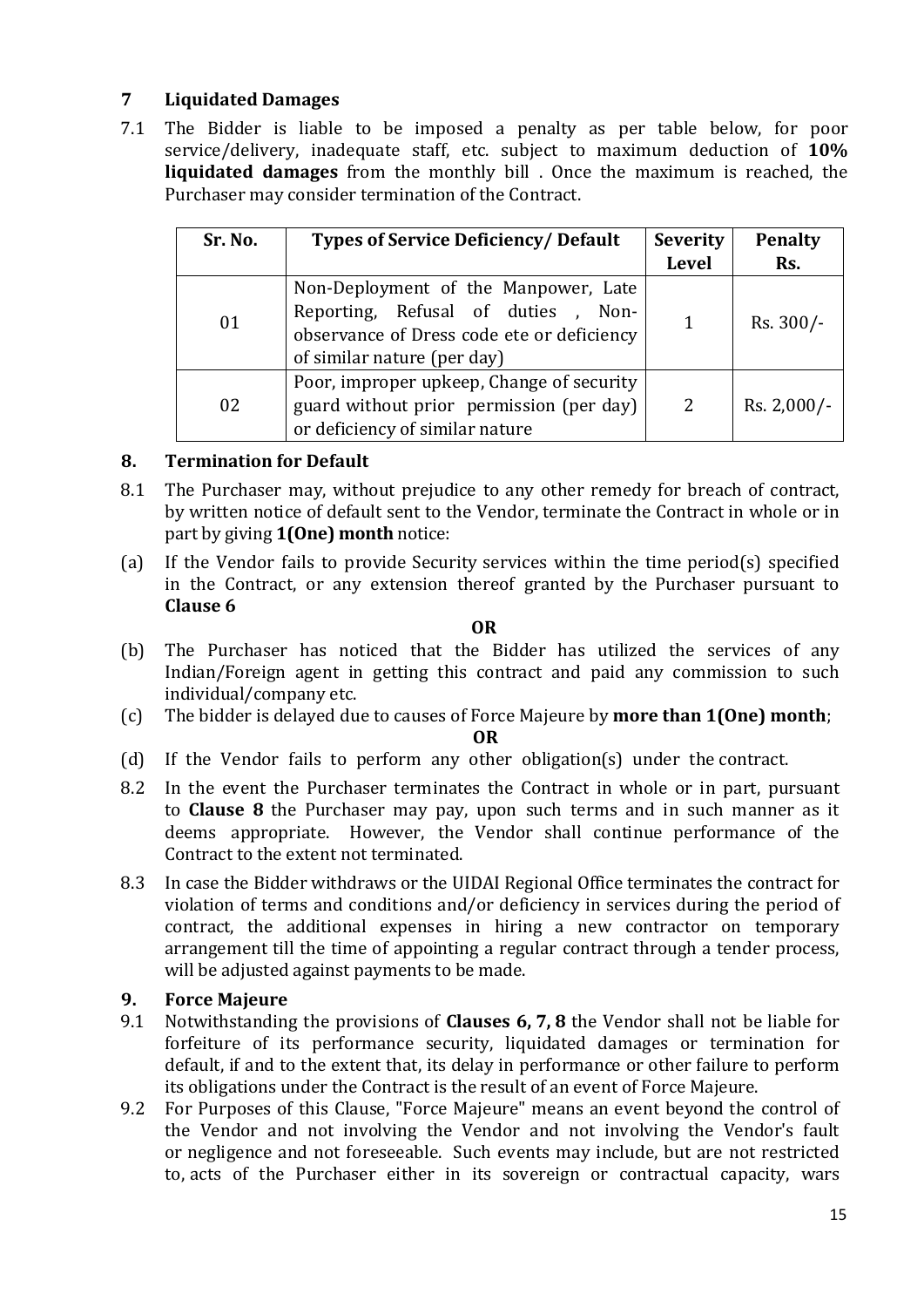## 7 Liquidated Damages

7.1 The Bidder is liable to be imposed a penalty as per table below, for poor service/delivery, inadequate staff, etc. subject to maximum deduction of **10% liquidated damages** from the monthly bill . Once the maximum is reached, the Purchaser may consider termination of the Contract.

| Sr. No. | Types of Service Deficiency/ Default | Severity Level | Penalty Rs. |
|---|---|---|---|
| 01 | Non-Deployment of the Manpower, Late Reporting, Refusal of duties , Non-observance of Dress code ete or deficiency of similar nature (per day) | 1 | Rs. 300/- |
| 02 | Poor, improper upkeep, Change of security guard without prior permission (per day) or deficiency of similar nature | 2 | Rs. 2,000/- |

## 8. Termination for Default

8.1 The Purchaser may, without prejudice to any other remedy for breach of contract, by written notice of default sent to the Vendor, terminate the Contract in whole or in part by giving **1(One) month** notice:

(a) If the Vendor fails to provide Security services within the time period(s) specified in the Contract, or any extension thereof granted by the Purchaser pursuant to **Clause 6**

**OR**

(b) The Purchaser has noticed that the Bidder has utilized the services of any Indian/Foreign agent in getting this contract and paid any commission to such individual/company etc.

(c) The bidder is delayed due to causes of Force Majeure by **more than 1(One) month**;

**OR**

(d) If the Vendor fails to perform any other obligation(s) under the contract.

8.2 In the event the Purchaser terminates the Contract in whole or in part, pursuant to **Clause 8** the Purchaser may pay, upon such terms and in such manner as it deems appropriate. However, the Vendor shall continue performance of the Contract to the extent not terminated.

8.3 In case the Bidder withdraws or the UIDAI Regional Office terminates the contract for violation of terms and conditions and/or deficiency in services during the period of contract, the additional expenses in hiring a new contractor on temporary arrangement till the time of appointing a regular contract through a tender process, will be adjusted against payments to be made.

## 9. Force Majeure

9.1 Notwithstanding the provisions of **Clauses 6, 7, 8** the Vendor shall not be liable for forfeiture of its performance security, liquidated damages or termination for default, if and to the extent that, its delay in performance or other failure to perform its obligations under the Contract is the result of an event of Force Majeure.

9.2 For Purposes of this Clause, "Force Majeure" means an event beyond the control of the Vendor and not involving the Vendor and not involving the Vendor's fault or negligence and not foreseeable. Such events may include, but are not restricted to, acts of the Purchaser either in its sovereign or contractual capacity, wars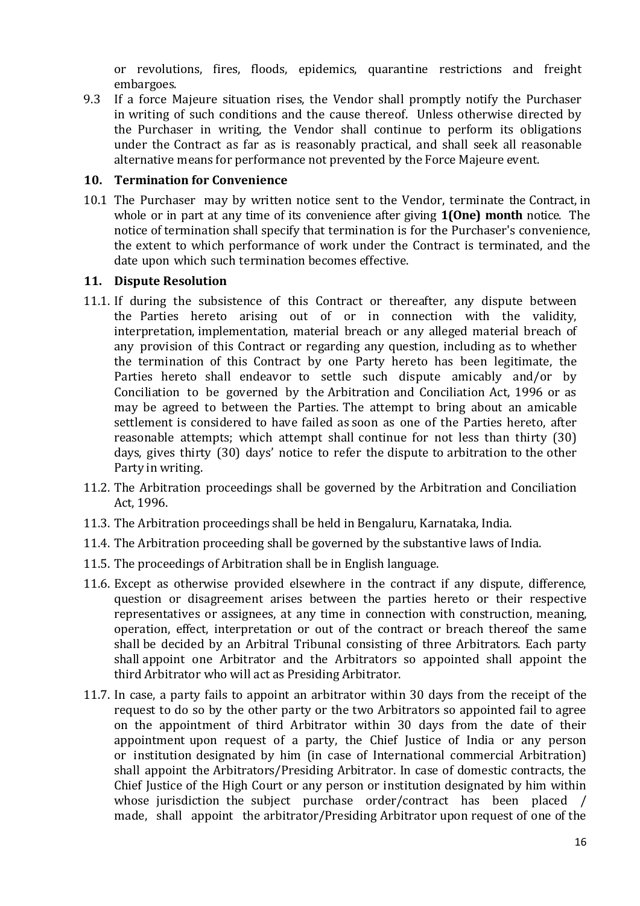or revolutions, fires, floods, epidemics, quarantine restrictions and freight embargoes.

9.3 If a force Majeure situation rises, the Vendor shall promptly notify the Purchaser in writing of such conditions and the cause thereof. Unless otherwise directed by the Purchaser in writing, the Vendor shall continue to perform its obligations under the Contract as far as is reasonably practical, and shall seek all reasonable alternative means for performance not prevented by the Force Majeure event.

## 10. Termination for Convenience

10.1 The Purchaser may by written notice sent to the Vendor, terminate the Contract, in whole or in part at any time of its convenience after giving **1(One) month** notice. The notice of termination shall specify that termination is for the Purchaser's convenience, the extent to which performance of work under the Contract is terminated, and the date upon which such termination becomes effective.

## 11. Dispute Resolution

11.1. If during the subsistence of this Contract or thereafter, any dispute between the Parties hereto arising out of or in connection with the validity, interpretation, implementation, material breach or any alleged material breach of any provision of this Contract or regarding any question, including as to whether the termination of this Contract by one Party hereto has been legitimate, the Parties hereto shall endeavor to settle such dispute amicably and/or by Conciliation to be governed by the Arbitration and Conciliation Act, 1996 or as may be agreed to between the Parties. The attempt to bring about an amicable settlement is considered to have failed as soon as one of the Parties hereto, after reasonable attempts; which attempt shall continue for not less than thirty (30) days, gives thirty (30) days' notice to refer the dispute to arbitration to the other Party in writing.

11.2. The Arbitration proceedings shall be governed by the Arbitration and Conciliation Act, 1996.

11.3. The Arbitration proceedings shall be held in Bengaluru, Karnataka, India.

11.4. The Arbitration proceeding shall be governed by the substantive laws of India.

11.5. The proceedings of Arbitration shall be in English language.

11.6. Except as otherwise provided elsewhere in the contract if any dispute, difference, question or disagreement arises between the parties hereto or their respective representatives or assignees, at any time in connection with construction, meaning, operation, effect, interpretation or out of the contract or breach thereof the same shall be decided by an Arbitral Tribunal consisting of three Arbitrators. Each party shall appoint one Arbitrator and the Arbitrators so appointed shall appoint the third Arbitrator who will act as Presiding Arbitrator.

11.7. In case, a party fails to appoint an arbitrator within 30 days from the receipt of the request to do so by the other party or the two Arbitrators so appointed fail to agree on the appointment of third Arbitrator within 30 days from the date of their appointment upon request of a party, the Chief Justice of India or any person or institution designated by him (in case of International commercial Arbitration) shall appoint the Arbitrators/Presiding Arbitrator. In case of domestic contracts, the Chief Justice of the High Court or any person or institution designated by him within whose jurisdiction the subject purchase order/contract has been placed / made, shall appoint the arbitrator/Presiding Arbitrator upon request of one of the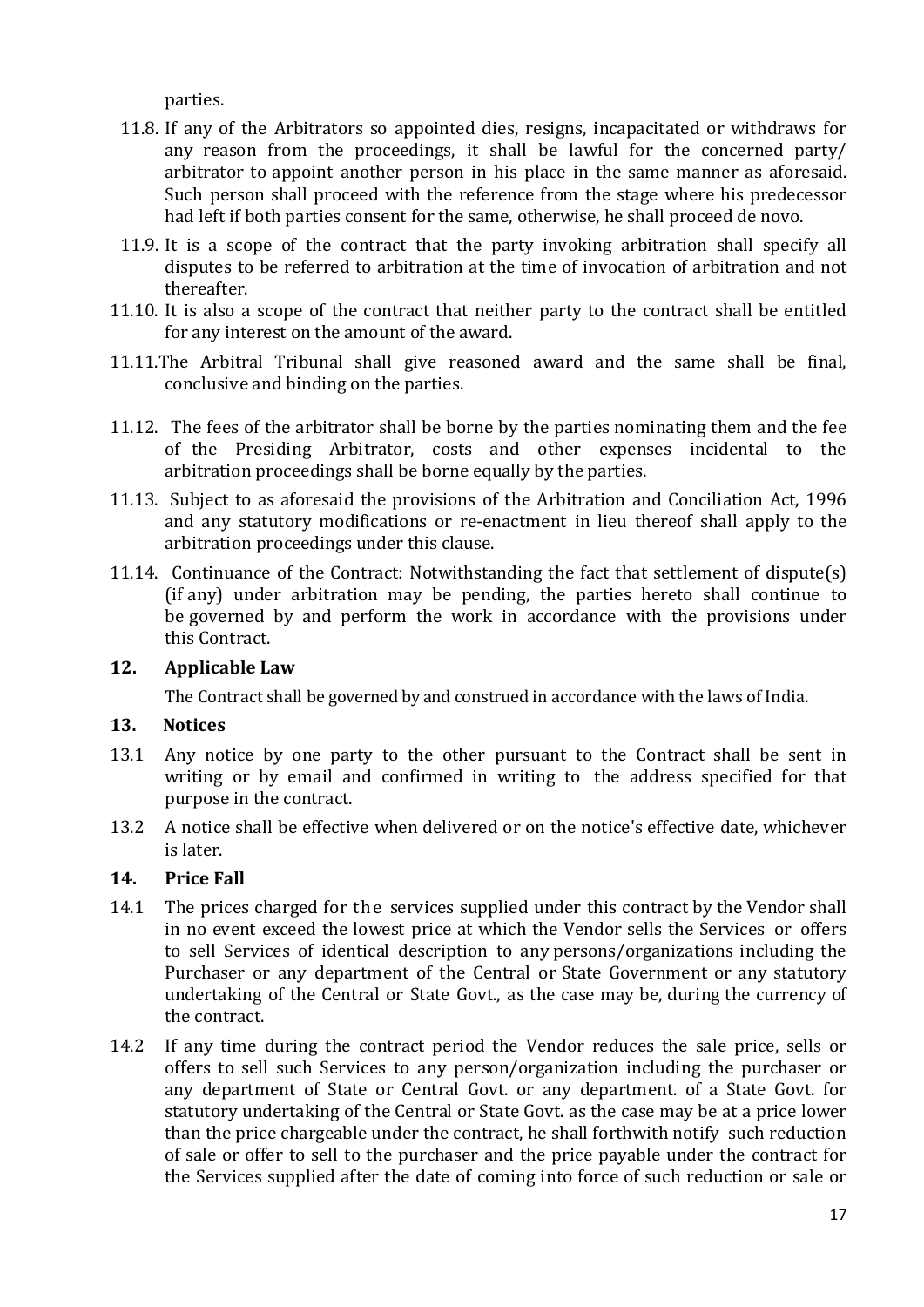parties.

11.8. If any of the Arbitrators so appointed dies, resigns, incapacitated or withdraws for any reason from the proceedings, it shall be lawful for the concerned party/ arbitrator to appoint another person in his place in the same manner as aforesaid. Such person shall proceed with the reference from the stage where his predecessor had left if both parties consent for the same, otherwise, he shall proceed de novo.

11.9. It is a scope of the contract that the party invoking arbitration shall specify all disputes to be referred to arbitration at the time of invocation of arbitration and not thereafter.

11.10. It is also a scope of the contract that neither party to the contract shall be entitled for any interest on the amount of the award.

11.11. The Arbitral Tribunal shall give reasoned award and the same shall be final, conclusive and binding on the parties.

11.12. The fees of the arbitrator shall be borne by the parties nominating them and the fee of the Presiding Arbitrator, costs and other expenses incidental to the arbitration proceedings shall be borne equally by the parties.

11.13. Subject to as aforesaid the provisions of the Arbitration and Conciliation Act, 1996 and any statutory modifications or re-enactment in lieu thereof shall apply to the arbitration proceedings under this clause.

11.14. Continuance of the Contract: Notwithstanding the fact that settlement of dispute(s) (if any) under arbitration may be pending, the parties hereto shall continue to be governed by and perform the work in accordance with the provisions under this Contract.

## 12. Applicable Law

The Contract shall be governed by and construed in accordance with the laws of India.

## 13. Notices

13.1 Any notice by one party to the other pursuant to the Contract shall be sent in writing or by email and confirmed in writing to the address specified for that purpose in the contract.

13.2 A notice shall be effective when delivered or on the notice's effective date, whichever is later.

## 14. Price Fall

14.1 The prices charged for the services supplied under this contract by the Vendor shall in no event exceed the lowest price at which the Vendor sells the Services or offers to sell Services of identical description to any persons/organizations including the Purchaser or any department of the Central or State Government or any statutory undertaking of the Central or State Govt., as the case may be, during the currency of the contract.

14.2 If any time during the contract period the Vendor reduces the sale price, sells or offers to sell such Services to any person/organization including the purchaser or any department of State or Central Govt. or any department. of a State Govt. for statutory undertaking of the Central or State Govt. as the case may be at a price lower than the price chargeable under the contract, he shall forthwith notify such reduction of sale or offer to sell to the purchaser and the price payable under the contract for the Services supplied after the date of coming into force of such reduction or sale or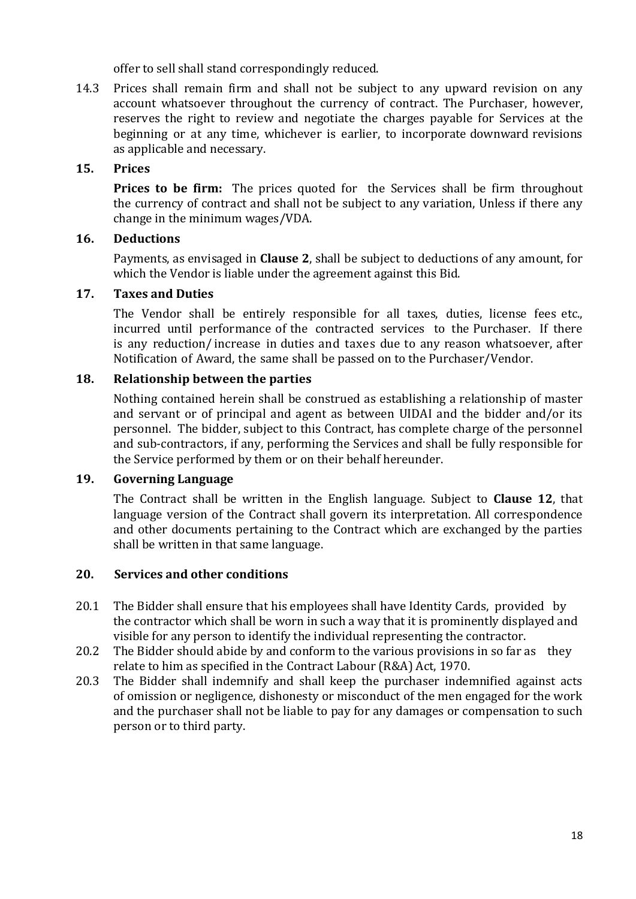offer to sell shall stand correspondingly reduced.

14.3 Prices shall remain firm and shall not be subject to any upward revision on any account whatsoever throughout the currency of contract. The Purchaser, however, reserves the right to review and negotiate the charges payable for Services at the beginning or at any time, whichever is earlier, to incorporate downward revisions as applicable and necessary.

## 15. Prices

**Prices to be firm:** The prices quoted for the Services shall be firm throughout the currency of contract and shall not be subject to any variation, Unless if there any change in the minimum wages/VDA.

## 16. Deductions

Payments, as envisaged in **Clause 2**, shall be subject to deductions of any amount, for which the Vendor is liable under the agreement against this Bid.

## 17. Taxes and Duties

The Vendor shall be entirely responsible for all taxes, duties, license fees etc., incurred until performance of the contracted services to the Purchaser. If there is any reduction/ increase in duties and taxes due to any reason whatsoever, after Notification of Award, the same shall be passed on to the Purchaser/Vendor.

## 18. Relationship between the parties

Nothing contained herein shall be construed as establishing a relationship of master and servant or of principal and agent as between UIDAI and the bidder and/or its personnel. The bidder, subject to this Contract, has complete charge of the personnel and sub-contractors, if any, performing the Services and shall be fully responsible for the Service performed by them or on their behalf hereunder.

## 19. Governing Language

The Contract shall be written in the English language. Subject to **Clause 12**, that language version of the Contract shall govern its interpretation. All correspondence and other documents pertaining to the Contract which are exchanged by the parties shall be written in that same language.

## 20. Services and other conditions

20.1 The Bidder shall ensure that his employees shall have Identity Cards, provided by the contractor which shall be worn in such a way that it is prominently displayed and visible for any person to identify the individual representing the contractor.

20.2 The Bidder should abide by and conform to the various provisions in so far as they relate to him as specified in the Contract Labour (R&A) Act, 1970.

20.3 The Bidder shall indemnify and shall keep the purchaser indemnified against acts of omission or negligence, dishonesty or misconduct of the men engaged for the work and the purchaser shall not be liable to pay for any damages or compensation to such person or to third party.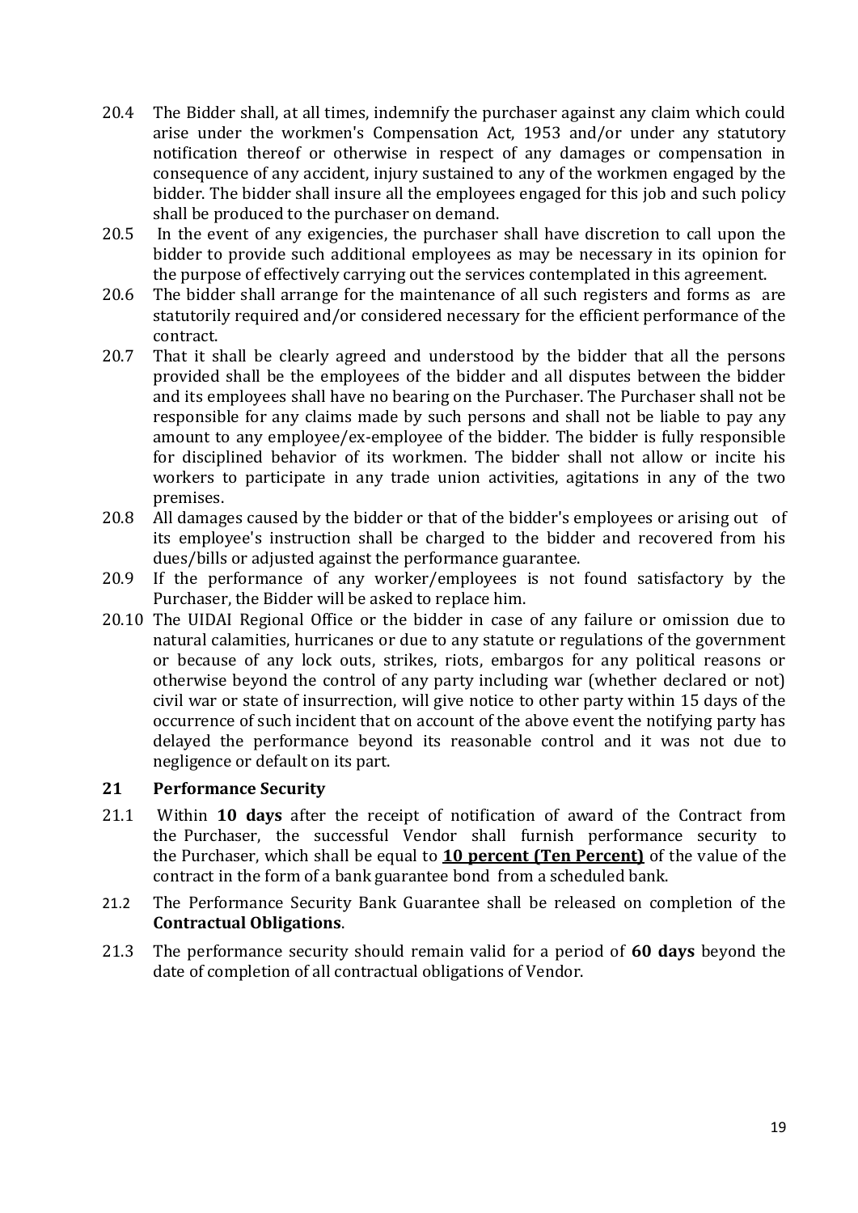20.4 The Bidder shall, at all times, indemnify the purchaser against any claim which could arise under the workmen's Compensation Act, 1953 and/or under any statutory notification thereof or otherwise in respect of any damages or compensation in consequence of any accident, injury sustained to any of the workmen engaged by the bidder. The bidder shall insure all the employees engaged for this job and such policy shall be produced to the purchaser on demand.

20.5 In the event of any exigencies, the purchaser shall have discretion to call upon the bidder to provide such additional employees as may be necessary in its opinion for the purpose of effectively carrying out the services contemplated in this agreement.

20.6 The bidder shall arrange for the maintenance of all such registers and forms as are statutorily required and/or considered necessary for the efficient performance of the contract.

20.7 That it shall be clearly agreed and understood by the bidder that all the persons provided shall be the employees of the bidder and all disputes between the bidder and its employees shall have no bearing on the Purchaser. The Purchaser shall not be responsible for any claims made by such persons and shall not be liable to pay any amount to any employee/ex-employee of the bidder. The bidder is fully responsible for disciplined behavior of its workmen. The bidder shall not allow or incite his workers to participate in any trade union activities, agitations in any of the two premises.

20.8 All damages caused by the bidder or that of the bidder's employees or arising out of its employee's instruction shall be charged to the bidder and recovered from his dues/bills or adjusted against the performance guarantee.

20.9 If the performance of any worker/employees is not found satisfactory by the Purchaser, the Bidder will be asked to replace him.

20.10 The UIDAI Regional Office or the bidder in case of any failure or omission due to natural calamities, hurricanes or due to any statute or regulations of the government or because of any lock outs, strikes, riots, embargos for any political reasons or otherwise beyond the control of any party including war (whether declared or not) civil war or state of insurrection, will give notice to other party within 15 days of the occurrence of such incident that on account of the above event the notifying party has delayed the performance beyond its reasonable control and it was not due to negligence or default on its part.

## 21 Performance Security

21.1 Within **10 days** after the receipt of notification of award of the Contract from the Purchaser, the successful Vendor shall furnish performance security to the Purchaser, which shall be equal to **10 percent (Ten Percent)** of the value of the contract in the form of a bank guarantee bond from a scheduled bank.

21.2 The Performance Security Bank Guarantee shall be released on completion of the **Contractual Obligations**.

21.3 The performance security should remain valid for a period of **60 days** beyond the date of completion of all contractual obligations of Vendor.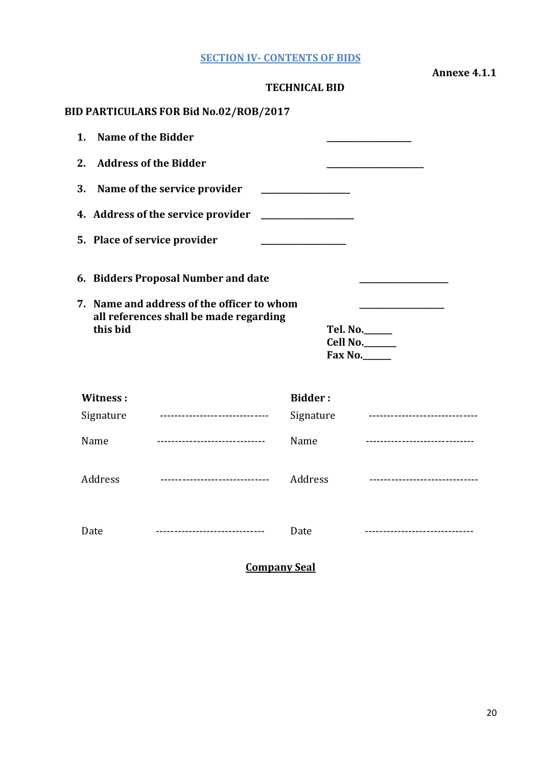## SECTION IV- CONTENTS OF BIDS

**Annexe 4.1.1**

### TECHNICAL BID

**BID PARTICULARS FOR Bid No.02/ROB/2017**

1. **Name of the Bidder** ____________________
2. **Address of the Bidder** ______________________
3. **Name of the service provider** ____________________
4. **Address of the service provider** _____________________
5. **Place of service provider** ___________________
6. **Bidders Proposal Number and date** ____________________
7. **Name and address of the officer to whom all references shall be made regarding this bid** ___________________

   **Tel. No.______**
   **Cell No._______**
   **Fax No.______**

| **Witness :** | | **Bidder :** | |
|---|---|---|---|
| Signature | ------------------------------ | Signature | ------------------------------ |
| Name | ------------------------------ | Name | ------------------------------ |
| Address | ------------------------------ | Address | ------------------------------ |
| Date | ------------------------------ | Date | ------------------------------ |

**Company Seal**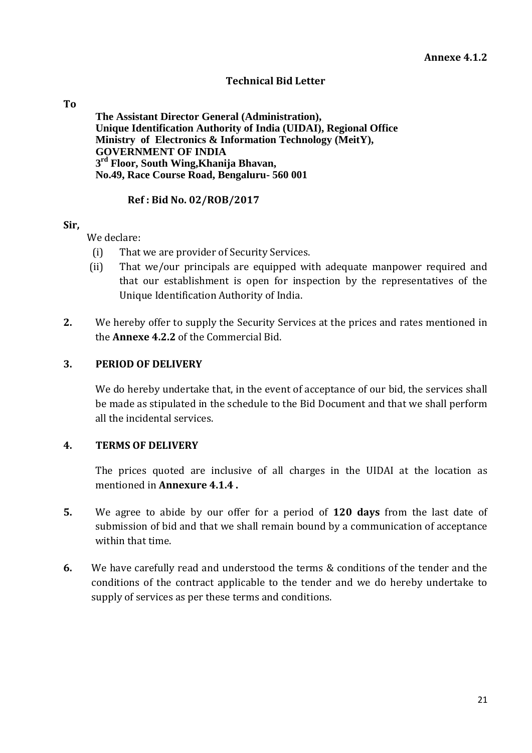**Annexe 4.1.2**

## Technical Bid Letter

**To**

**The Assistant Director General (Administration),**
**Unique Identification Authority of India (UIDAI), Regional Office**
**Ministry of Electronics & Information Technology (MeitY),**
**GOVERNMENT OF INDIA**
**3rd Floor, South Wing,Khanija Bhavan,**
**No.49, Race Course Road, Bengaluru- 560 001**

**Ref : Bid No. 02/ROB/2017**

**Sir,**

We declare:

(i) That we are provider of Security Services.

(ii) That we/our principals are equipped with adequate manpower required and that our establishment is open for inspection by the representatives of the Unique Identification Authority of India.

**2.** We hereby offer to supply the Security Services at the prices and rates mentioned in the **Annexe 4.2.2** of the Commercial Bid.

**3. PERIOD OF DELIVERY**

We do hereby undertake that, in the event of acceptance of our bid, the services shall be made as stipulated in the schedule to the Bid Document and that we shall perform all the incidental services.

**4. TERMS OF DELIVERY**

The prices quoted are inclusive of all charges in the UIDAI at the location as mentioned in **Annexure 4.1.4 .**

**5.** We agree to abide by our offer for a period of **120 days** from the last date of submission of bid and that we shall remain bound by a communication of acceptance within that time.

**6.** We have carefully read and understood the terms & conditions of the tender and the conditions of the contract applicable to the tender and we do hereby undertake to supply of services as per these terms and conditions.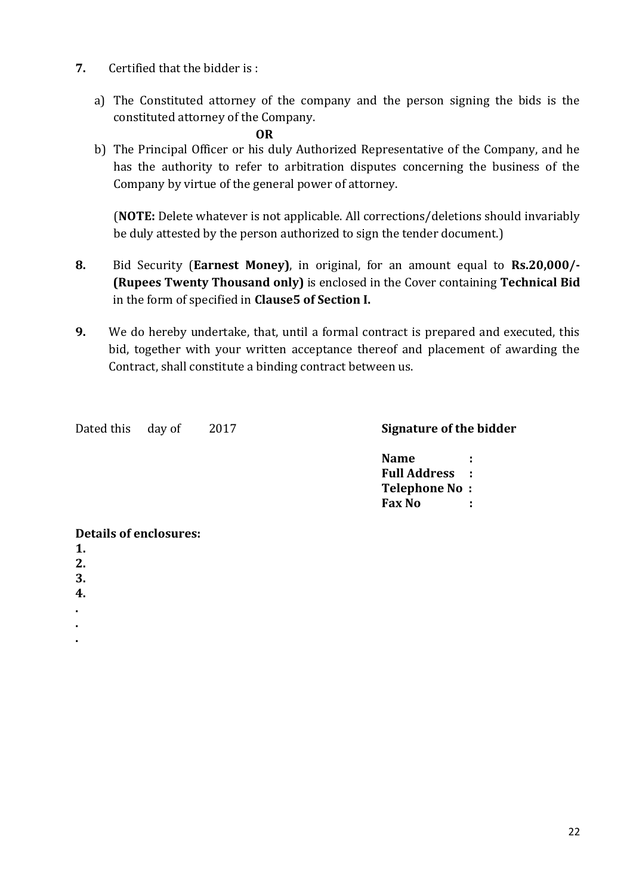**7.** Certified that the bidder is :

a) The Constituted attorney of the company and the person signing the bids is the constituted attorney of the Company.

**OR**

b) The Principal Officer or his duly Authorized Representative of the Company, and he has the authority to refer to arbitration disputes concerning the business of the Company by virtue of the general power of attorney.

(**NOTE:** Delete whatever is not applicable. All corrections/deletions should invariably be duly attested by the person authorized to sign the tender document.)

**8.** Bid Security (**Earnest Money)**, in original, for an amount equal to **Rs.20,000/- (Rupees Twenty Thousand only)** is enclosed in the Cover containing **Technical Bid** in the form of specified in **Clause5 of Section I.**

**9.** We do hereby undertake, that, until a formal contract is prepared and executed, this bid, together with your written acceptance thereof and placement of awarding the Contract, shall constitute a binding contract between us.

Dated this day of 2017

**Signature of the bidder**

**Name :**
**Full Address :**
**Telephone No :**
**Fax No :**

**Details of enclosures:**

**1.**
**2.**
**3.**
**4.**
.
.
.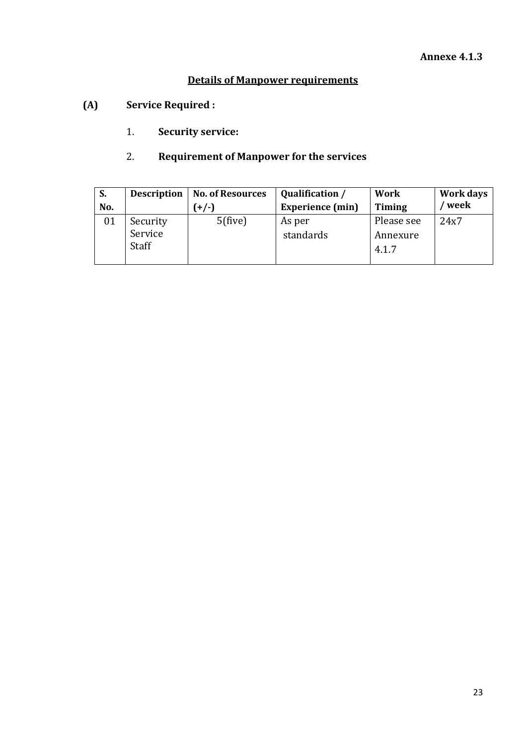**Annexe 4.1.3**

## Details of Manpower requirements

**(A) Service Required :**

1. **Security service:**

2. **Requirement of Manpower for the services**

| S. No. | Description | No. of Resources (+/-) | Qualification / Experience (min) | Work Timing | Work days / week |
|---|---|---|---|---|---|
| 01 | Security Service Staff | 5(five) | As per standards | Please see Annexure 4.1.7 | 24x7 |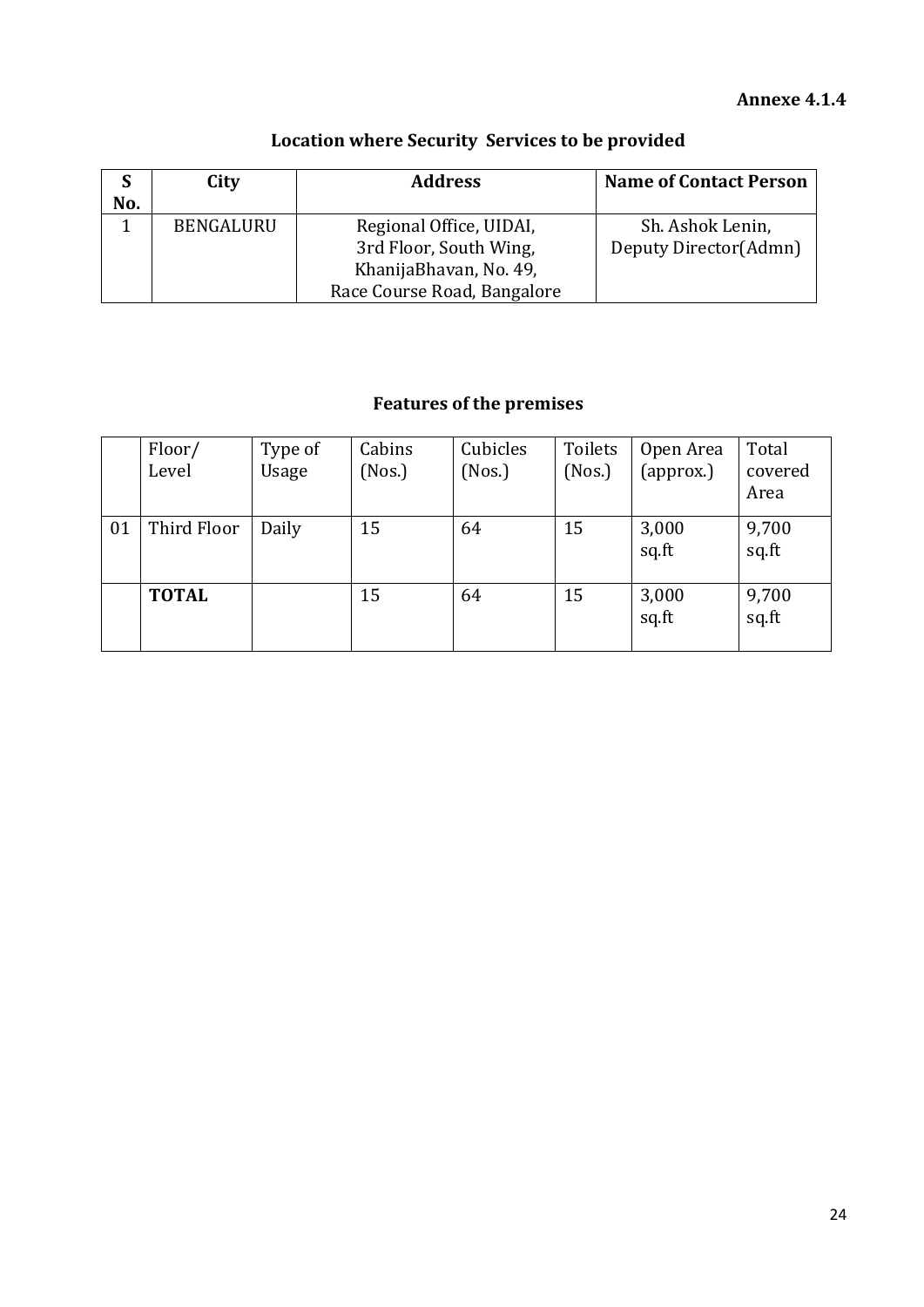**Annexe 4.1.4**

## Location where Security Services to be provided

| S No. | City | Address | Name of Contact Person |
| --- | --- | --- | --- |
| 1 | BENGALURU | Regional Office, UIDAI, 3rd Floor, South Wing, KhanijaBhavan, No. 49, Race Course Road, Bangalore | Sh. Ashok Lenin, Deputy Director(Admn) |

## Features of the premises

| | Floor/ Level | Type of Usage | Cabins (Nos.) | Cubicles (Nos.) | Toilets (Nos.) | Open Area (approx.) | Total covered Area |
| --- | --- | --- | --- | --- | --- | --- | --- |
| 01 | Third Floor | Daily | 15 | 64 | 15 | 3,000 sq.ft | 9,700 sq.ft |
| | **TOTAL** | | 15 | 64 | 15 | 3,000 sq.ft | 9,700 sq.ft |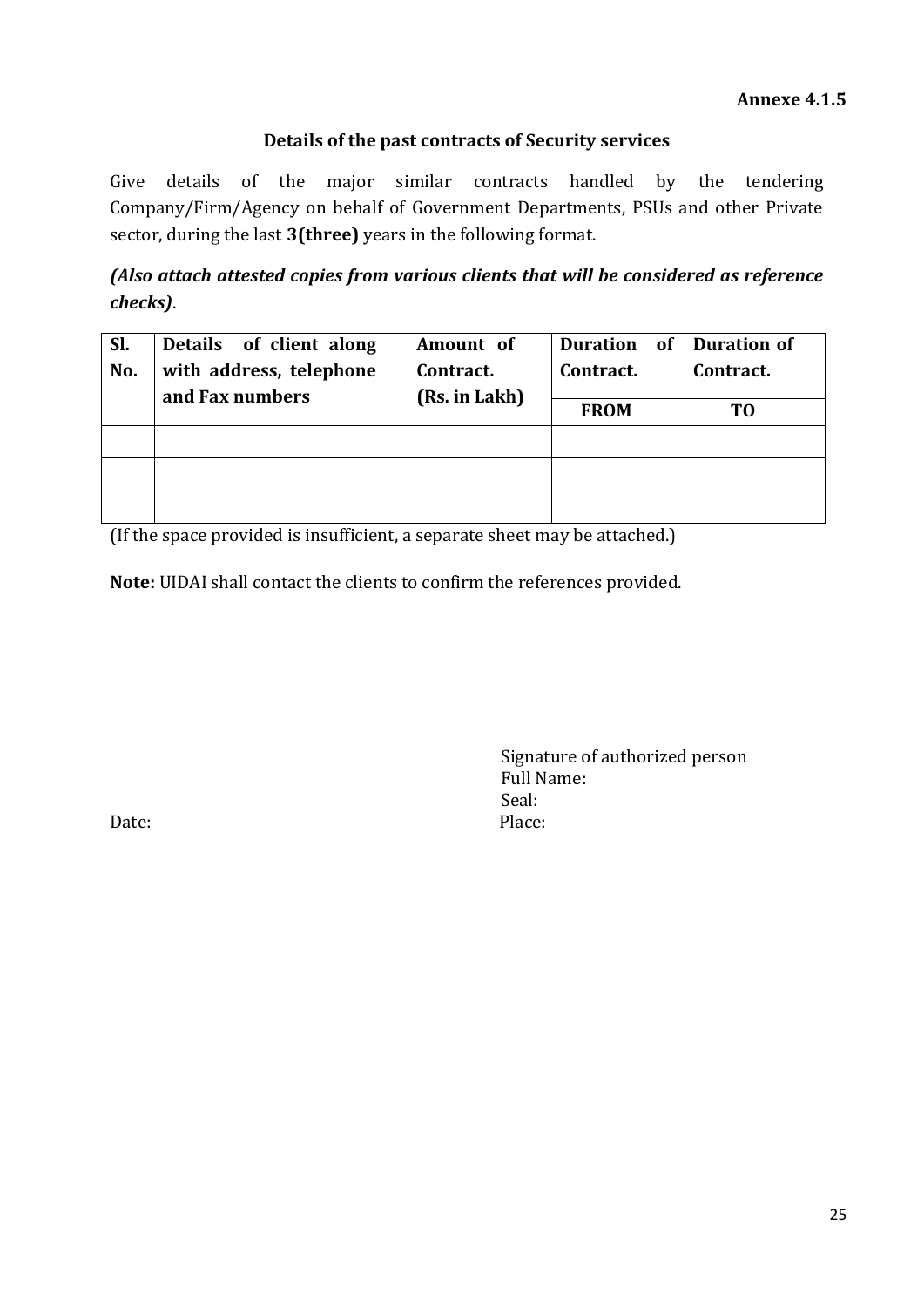**Annexe 4.1.5**

## Details of the past contracts of Security services

Give details of the major similar contracts handled by the tendering Company/Firm/Agency on behalf of Government Departments, PSUs and other Private sector, during the last **3(three)** years in the following format.

***(Also attach attested copies from various clients that will be considered as reference checks)***.

| Sl. No. | Details of client along with address, telephone and Fax numbers | Amount of Contract. (Rs. in Lakh) | Duration of Contract. | Duration of Contract. |
|---|---|---|---|---|
| | | | **FROM** | **TO** |
| | | | | |
| | | | | |
| | | | | |

(If the space provided is insufficient, a separate sheet may be attached.)

**Note:** UIDAI shall contact the clients to confirm the references provided.

Signature of authorized person
Full Name:
Seal:

Date: Place: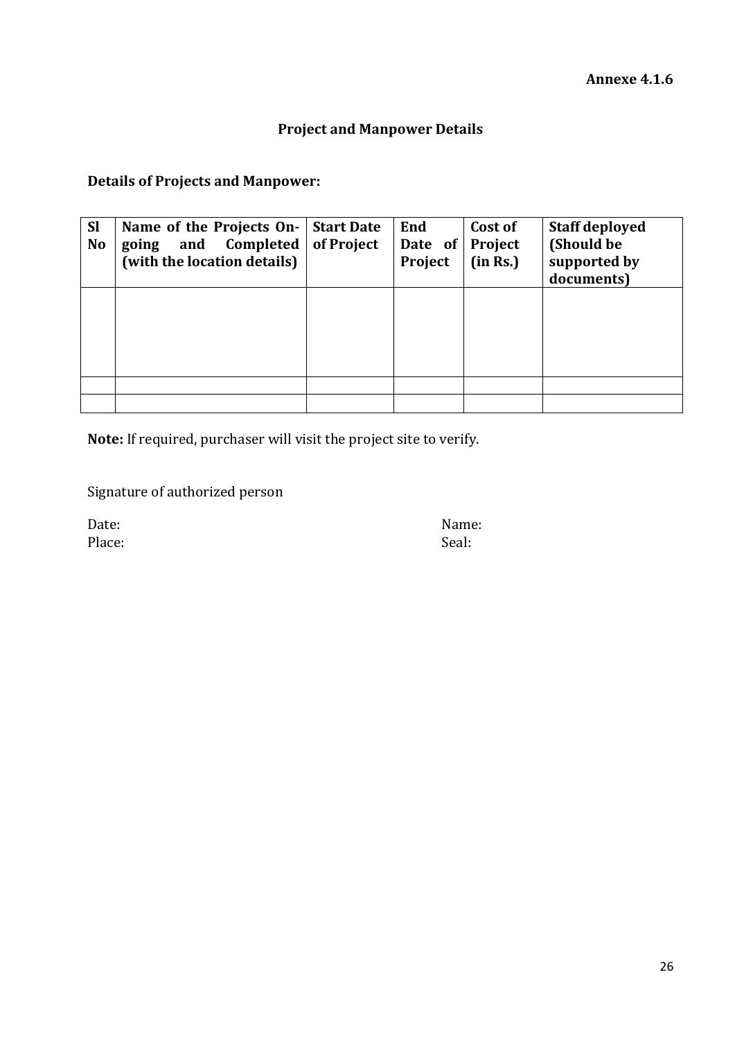**Annexe 4.1.6**

## Project and Manpower Details

**Details of Projects and Manpower:**

| Sl No | Name of the Projects On-going and Completed (with the location details) | Start Date of Project | End Date of Project | Cost of Project (in Rs.) | Staff deployed (Should be supported by documents) |
|---|---|---|---|---|---|
| | | | | | |
| | | | | | |
| | | | | | |

**Note:** If required, purchaser will visit the project site to verify.

Signature of authorized person

Date: Name:
Place: Seal: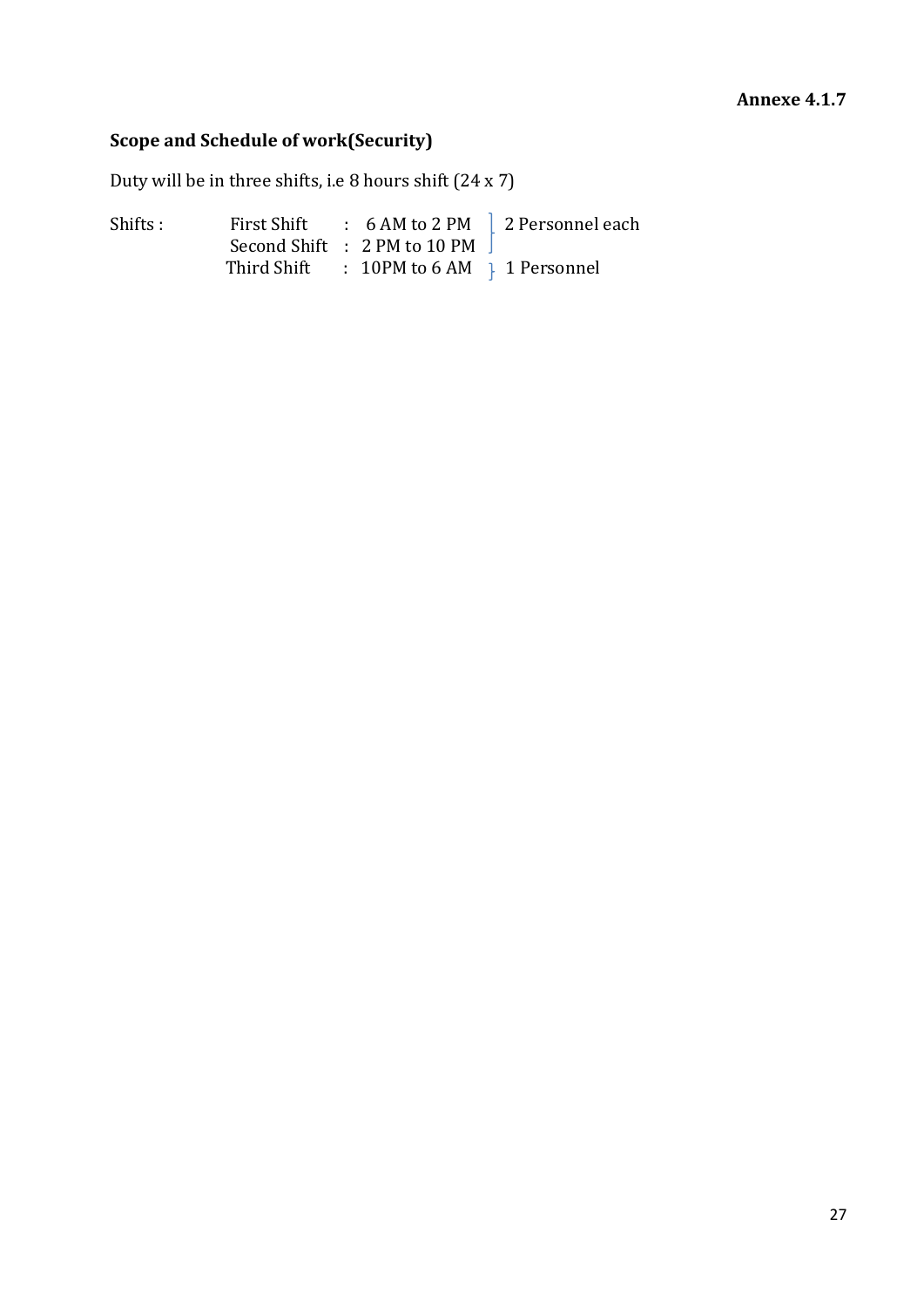**Annexe 4.1.7**

**Scope and Schedule of work(Security)**

Duty will be in three shifts, i.e 8 hours shift (24 x 7)

| Shifts : | | | |
|---|---|---|---|
| | First Shift | : 6 AM to 2 PM | 2 Personnel each |
| | Second Shift | : 2 PM to 10 PM | |
| | Third Shift | : 10PM to 6 AM | 1 Personnel |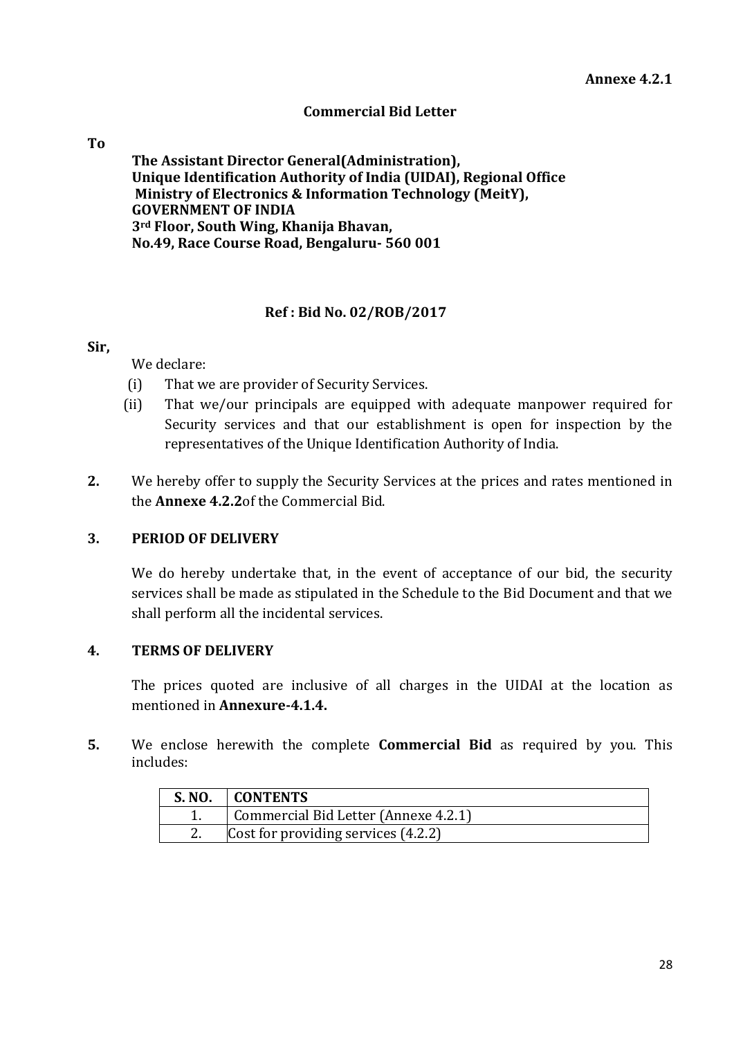**Annexe 4.2.1**

## Commercial Bid Letter

**To**

**The Assistant Director General(Administration),**
**Unique Identification Authority of India (UIDAI), Regional Office**
**Ministry of Electronics & Information Technology (MeitY),**
**GOVERNMENT OF INDIA**
**3rd Floor, South Wing, Khanija Bhavan,**
**No.49, Race Course Road, Bengaluru- 560 001**

**Ref : Bid No. 02/ROB/2017**

**Sir,**

We declare:

(i) That we are provider of Security Services.

(ii) That we/our principals are equipped with adequate manpower required for Security services and that our establishment is open for inspection by the representatives of the Unique Identification Authority of India.

**2.** We hereby offer to supply the Security Services at the prices and rates mentioned in the **Annexe 4.2.2**of the Commercial Bid.

**3. PERIOD OF DELIVERY**

We do hereby undertake that, in the event of acceptance of our bid, the security services shall be made as stipulated in the Schedule to the Bid Document and that we shall perform all the incidental services.

**4. TERMS OF DELIVERY**

The prices quoted are inclusive of all charges in the UIDAI at the location as mentioned in **Annexure-4.1.4.**

**5.** We enclose herewith the complete **Commercial Bid** as required by you. This includes:

| S. NO. | CONTENTS |
|---|---|
| 1. | Commercial Bid Letter (Annexe 4.2.1) |
| 2. | Cost for providing services (4.2.2) |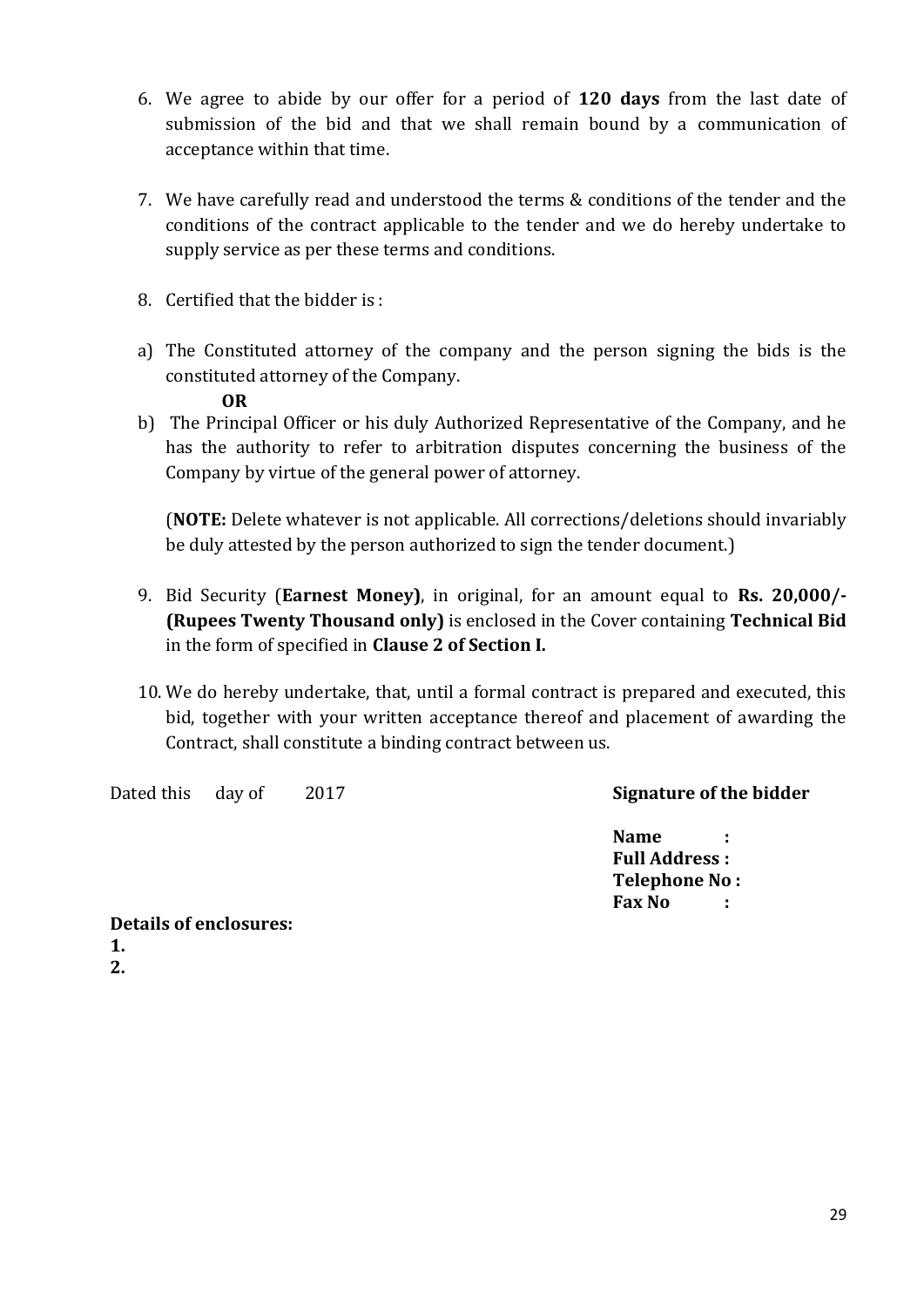6. We agree to abide by our offer for a period of **120 days** from the last date of submission of the bid and that we shall remain bound by a communication of acceptance within that time.

7. We have carefully read and understood the terms & conditions of the tender and the conditions of the contract applicable to the tender and we do hereby undertake to supply service as per these terms and conditions.

8. Certified that the bidder is :

a) The Constituted attorney of the company and the person signing the bids is the constituted attorney of the Company.

   **OR**

b) The Principal Officer or his duly Authorized Representative of the Company, and he has the authority to refer to arbitration disputes concerning the business of the Company by virtue of the general power of attorney.

   (**NOTE:** Delete whatever is not applicable. All corrections/deletions should invariably be duly attested by the person authorized to sign the tender document.)

9. Bid Security (**Earnest Money)**, in original, for an amount equal to **Rs. 20,000/- (Rupees Twenty Thousand only)** is enclosed in the Cover containing **Technical Bid** in the form of specified in **Clause 2 of Section I.**

10. We do hereby undertake, that, until a formal contract is prepared and executed, this bid, together with your written acceptance thereof and placement of awarding the Contract, shall constitute a binding contract between us.

Dated this day of 2017

**Signature of the bidder**

**Name :**
**Full Address :**
**Telephone No :**
**Fax No :**

**Details of enclosures:**

**1.**

**2.**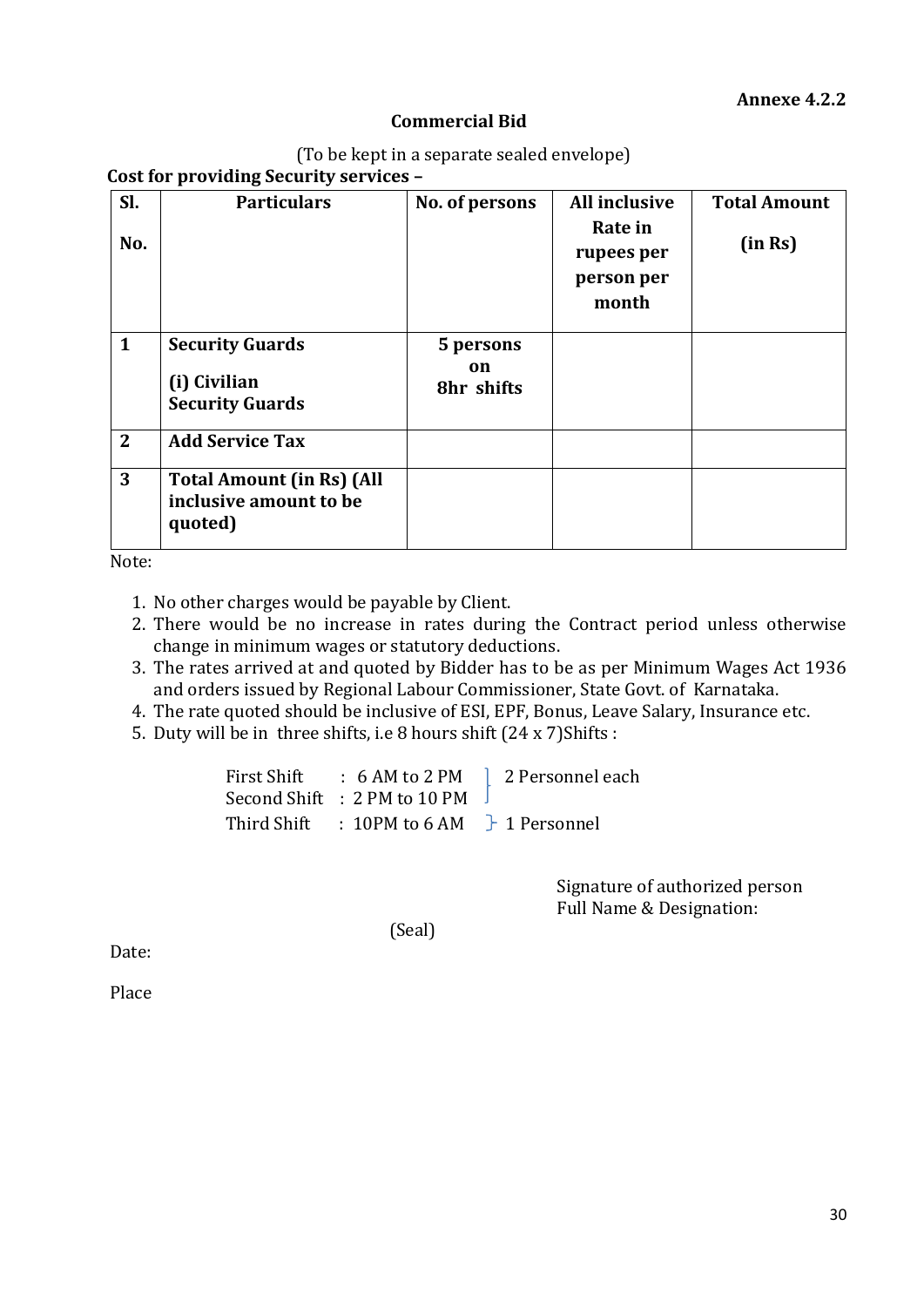**Annexe 4.2.2**

## Commercial Bid

(To be kept in a separate sealed envelope)

**Cost for providing Security services –**

| **Sl. No.** | **Particulars** | **No. of persons** | **All inclusive Rate in rupees per person per month** | **Total Amount (in Rs)** |
|---|---|---|---|---|
| **1** | **Security Guards** **(i) Civilian Security Guards** | **5 persons on 8hr shifts** | | |
| **2** | **Add Service Tax** | | | |
| **3** | **Total Amount (in Rs) (All inclusive amount to be quoted)** | | | |

Note:

1. No other charges would be payable by Client.
2. There would be no increase in rates during the Contract period unless otherwise change in minimum wages or statutory deductions.
3. The rates arrived at and quoted by Bidder has to be as per Minimum Wages Act 1936 and orders issued by Regional Labour Commissioner, State Govt. of Karnataka.
4. The rate quoted should be inclusive of ESI, EPF, Bonus, Leave Salary, Insurance etc.
5. Duty will be in three shifts, i.e 8 hours shift (24 x 7)Shifts :

First Shift : 6 AM to 2 PM } 2 Personnel each
Second Shift : 2 PM to 10 PM }
Third Shift : 10PM to 6 AM } 1 Personnel

Signature of authorized person
Full Name & Designation:

(Seal)

Date:

Place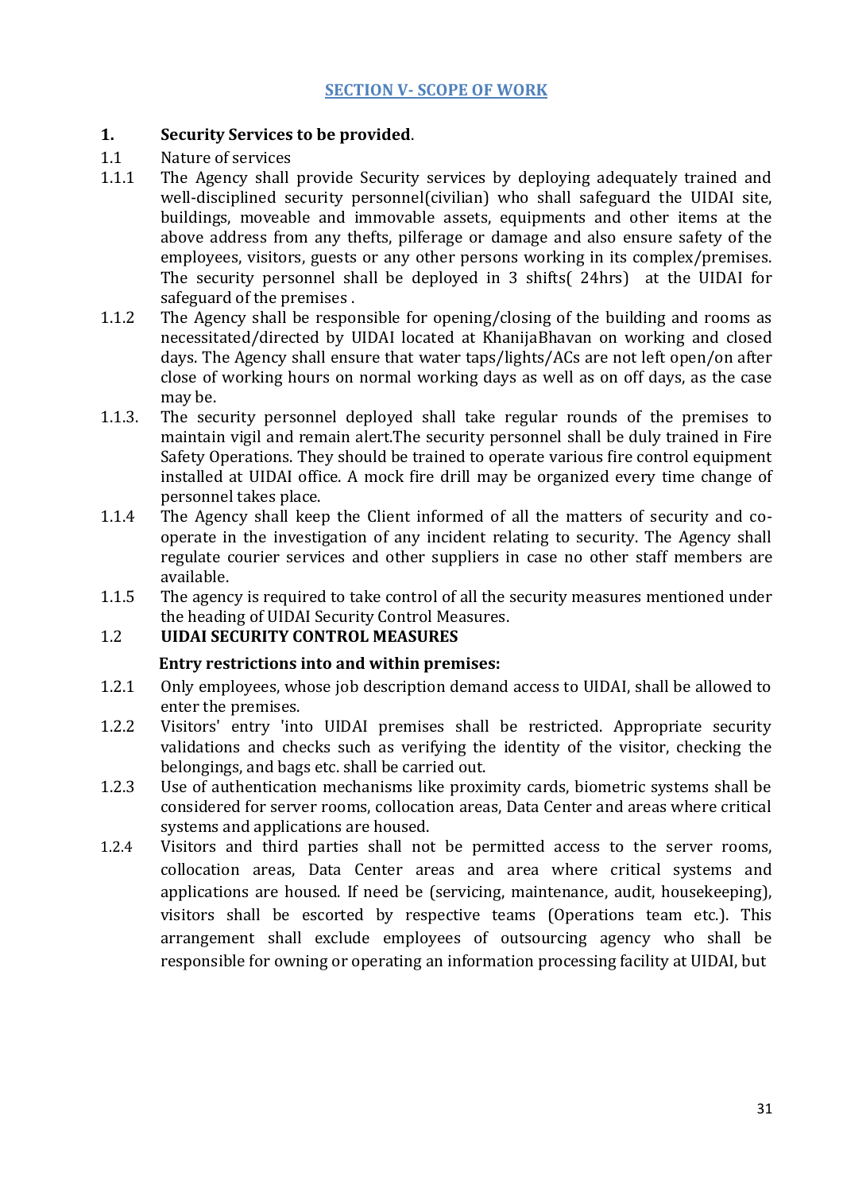## SECTION V- SCOPE OF WORK

**1. Security Services to be provided**.

1.1 Nature of services

1.1.1 The Agency shall provide Security services by deploying adequately trained and well-disciplined security personnel(civilian) who shall safeguard the UIDAI site, buildings, moveable and immovable assets, equipments and other items at the above address from any thefts, pilferage or damage and also ensure safety of the employees, visitors, guests or any other persons working in its complex/premises. The security personnel shall be deployed in 3 shifts( 24hrs) at the UIDAI for safeguard of the premises .

1.1.2 The Agency shall be responsible for opening/closing of the building and rooms as necessitated/directed by UIDAI located at KhanijaBhavan on working and closed days. The Agency shall ensure that water taps/lights/ACs are not left open/on after close of working hours on normal working days as well as on off days, as the case may be.

1.1.3. The security personnel deployed shall take regular rounds of the premises to maintain vigil and remain alert.The security personnel shall be duly trained in Fire Safety Operations. They should be trained to operate various fire control equipment installed at UIDAI office. A mock fire drill may be organized every time change of personnel takes place.

1.1.4 The Agency shall keep the Client informed of all the matters of security and co-operate in the investigation of any incident relating to security. The Agency shall regulate courier services and other suppliers in case no other staff members are available.

1.1.5 The agency is required to take control of all the security measures mentioned under the heading of UIDAI Security Control Measures.

**1.2 UIDAI SECURITY CONTROL MEASURES**

**Entry restrictions into and within premises:**

1.2.1 Only employees, whose job description demand access to UIDAI, shall be allowed to enter the premises.

1.2.2 Visitors' entry 'into UIDAI premises shall be restricted. Appropriate security validations and checks such as verifying the identity of the visitor, checking the belongings, and bags etc. shall be carried out.

1.2.3 Use of authentication mechanisms like proximity cards, biometric systems shall be considered for server rooms, collocation areas, Data Center and areas where critical systems and applications are housed.

1.2.4 Visitors and third parties shall not be permitted access to the server rooms, collocation areas, Data Center areas and area where critical systems and applications are housed. If need be (servicing, maintenance, audit, housekeeping), visitors shall be escorted by respective teams (Operations team etc.). This arrangement shall exclude employees of outsourcing agency who shall be responsible for owning or operating an information processing facility at UIDAI, but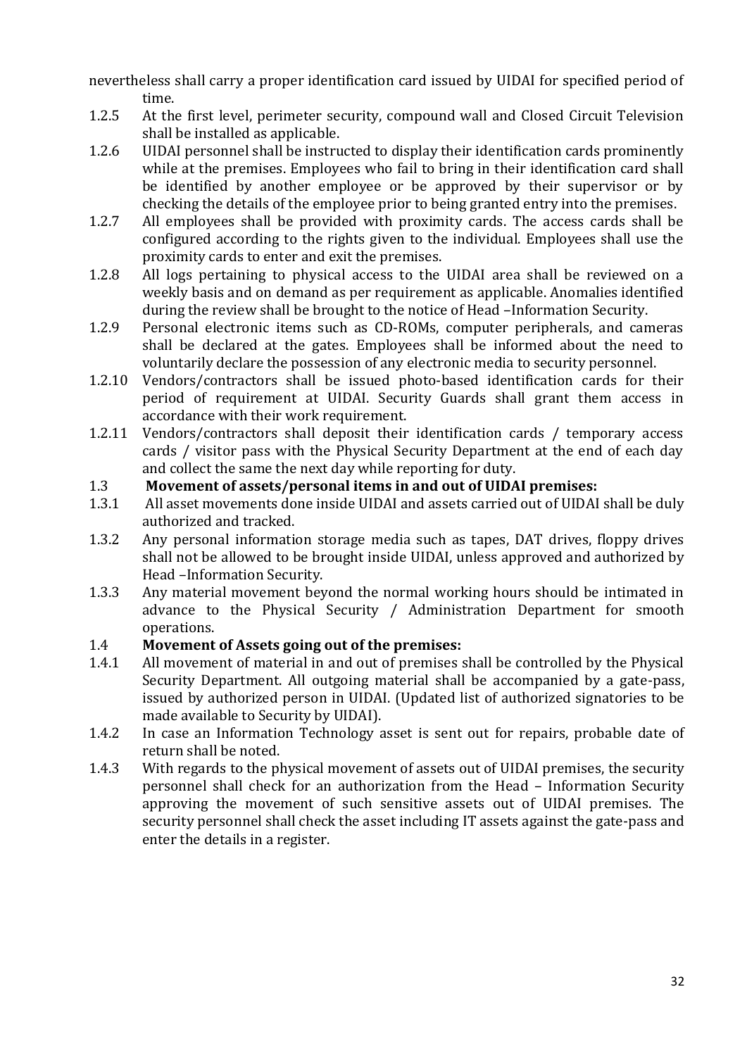nevertheless shall carry a proper identification card issued by UIDAI for specified period of time.

1.2.5 At the first level, perimeter security, compound wall and Closed Circuit Television shall be installed as applicable.

1.2.6 UIDAI personnel shall be instructed to display their identification cards prominently while at the premises. Employees who fail to bring in their identification card shall be identified by another employee or be approved by their supervisor or by checking the details of the employee prior to being granted entry into the premises.

1.2.7 All employees shall be provided with proximity cards. The access cards shall be configured according to the rights given to the individual. Employees shall use the proximity cards to enter and exit the premises.

1.2.8 All logs pertaining to physical access to the UIDAI area shall be reviewed on a weekly basis and on demand as per requirement as applicable. Anomalies identified during the review shall be brought to the notice of Head –Information Security.

1.2.9 Personal electronic items such as CD-ROMs, computer peripherals, and cameras shall be declared at the gates. Employees shall be informed about the need to voluntarily declare the possession of any electronic media to security personnel.

1.2.10 Vendors/contractors shall be issued photo-based identification cards for their period of requirement at UIDAI. Security Guards shall grant them access in accordance with their work requirement.

1.2.11 Vendors/contractors shall deposit their identification cards / temporary access cards / visitor pass with the Physical Security Department at the end of each day and collect the same the next day while reporting for duty.

### 1.3 Movement of assets/personal items in and out of UIDAI premises:

1.3.1 All asset movements done inside UIDAI and assets carried out of UIDAI shall be duly authorized and tracked.

1.3.2 Any personal information storage media such as tapes, DAT drives, floppy drives shall not be allowed to be brought inside UIDAI, unless approved and authorized by Head –Information Security.

1.3.3 Any material movement beyond the normal working hours should be intimated in advance to the Physical Security / Administration Department for smooth operations.

### 1.4 Movement of Assets going out of the premises:

1.4.1 All movement of material in and out of premises shall be controlled by the Physical Security Department. All outgoing material shall be accompanied by a gate-pass, issued by authorized person in UIDAI. (Updated list of authorized signatories to be made available to Security by UIDAI).

1.4.2 In case an Information Technology asset is sent out for repairs, probable date of return shall be noted.

1.4.3 With regards to the physical movement of assets out of UIDAI premises, the security personnel shall check for an authorization from the Head – Information Security approving the movement of such sensitive assets out of UIDAI premises. The security personnel shall check the asset including IT assets against the gate-pass and enter the details in a register.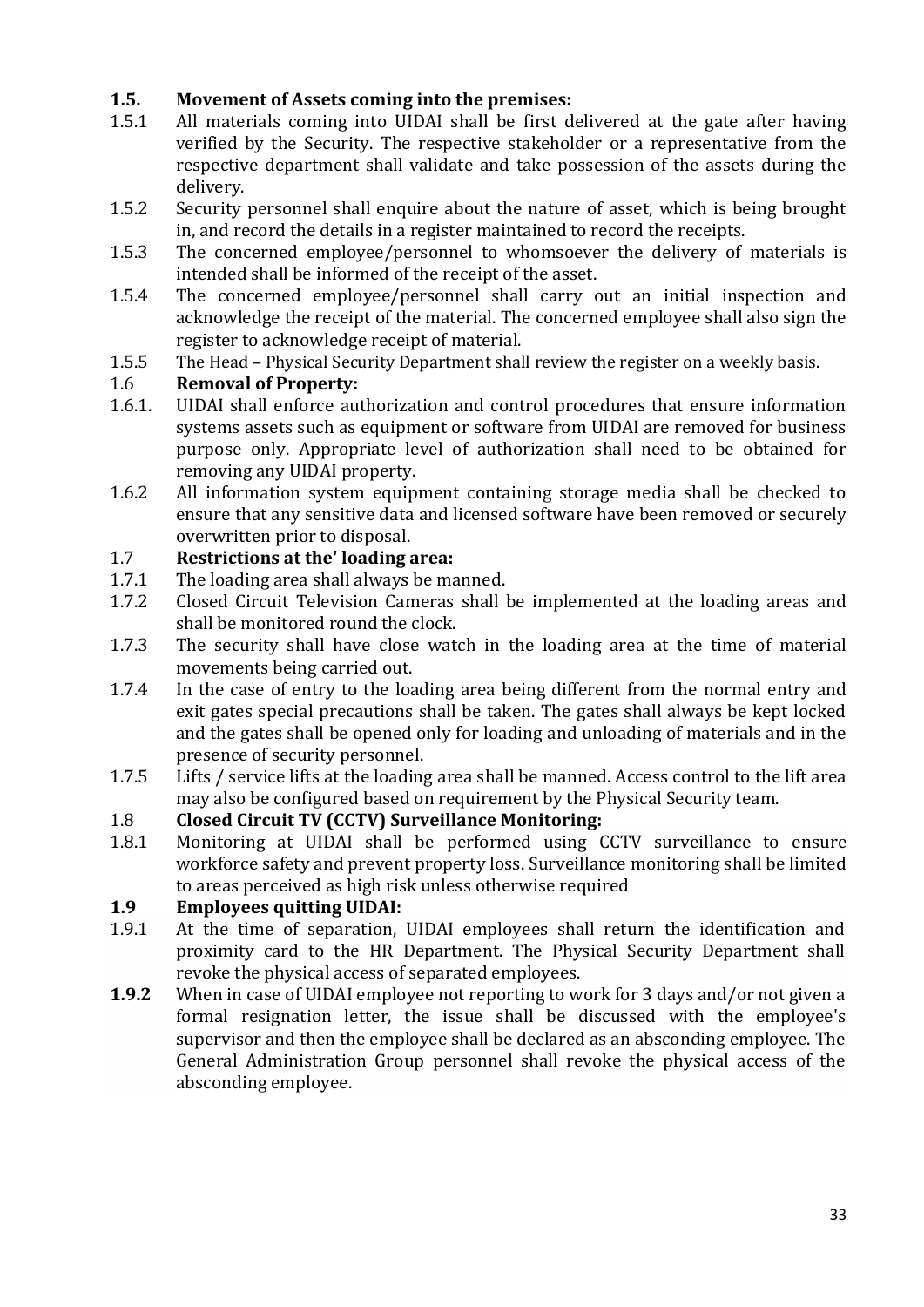### 1.5. Movement of Assets coming into the premises:

1.5.1 All materials coming into UIDAI shall be first delivered at the gate after having verified by the Security. The respective stakeholder or a representative from the respective department shall validate and take possession of the assets during the delivery.

1.5.2 Security personnel shall enquire about the nature of asset, which is being brought in, and record the details in a register maintained to record the receipts.

1.5.3 The concerned employee/personnel to whomsoever the delivery of materials is intended shall be informed of the receipt of the asset.

1.5.4 The concerned employee/personnel shall carry out an initial inspection and acknowledge the receipt of the material. The concerned employee shall also sign the register to acknowledge receipt of material.

1.5.5 The Head – Physical Security Department shall review the register on a weekly basis.

### 1.6 Removal of Property:

1.6.1. UIDAI shall enforce authorization and control procedures that ensure information systems assets such as equipment or software from UIDAI are removed for business purpose only. Appropriate level of authorization shall need to be obtained for removing any UIDAI property.

1.6.2 All information system equipment containing storage media shall be checked to ensure that any sensitive data and licensed software have been removed or securely overwritten prior to disposal.

### 1.7 Restrictions at the' loading area:

1.7.1 The loading area shall always be manned.

1.7.2 Closed Circuit Television Cameras shall be implemented at the loading areas and shall be monitored round the clock.

1.7.3 The security shall have close watch in the loading area at the time of material movements being carried out.

1.7.4 In the case of entry to the loading area being different from the normal entry and exit gates special precautions shall be taken. The gates shall always be kept locked and the gates shall be opened only for loading and unloading of materials and in the presence of security personnel.

1.7.5 Lifts / service lifts at the loading area shall be manned. Access control to the lift area may also be configured based on requirement by the Physical Security team.

### 1.8 Closed Circuit TV (CCTV) Surveillance Monitoring:

1.8.1 Monitoring at UIDAI shall be performed using CCTV surveillance to ensure workforce safety and prevent property loss. Surveillance monitoring shall be limited to areas perceived as high risk unless otherwise required

### 1.9 Employees quitting UIDAI:

1.9.1 At the time of separation, UIDAI employees shall return the identification and proximity card to the HR Department. The Physical Security Department shall revoke the physical access of separated employees.

**1.9.2** When in case of UIDAI employee not reporting to work for 3 days and/or not given a formal resignation letter, the issue shall be discussed with the employee's supervisor and then the employee shall be declared as an absconding employee. The General Administration Group personnel shall revoke the physical access of the absconding employee.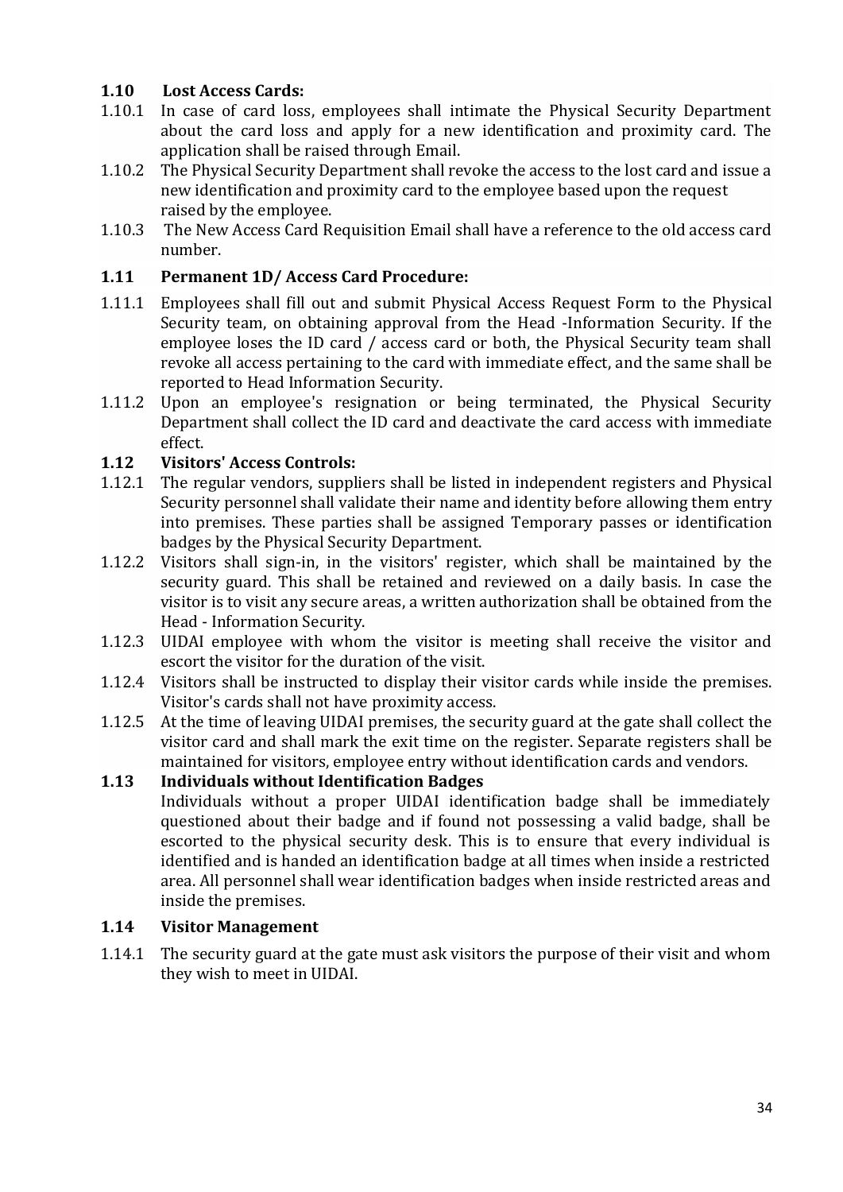## 1.10 Lost Access Cards:

1.10.1 In case of card loss, employees shall intimate the Physical Security Department about the card loss and apply for a new identification and proximity card. The application shall be raised through Email.

1.10.2 The Physical Security Department shall revoke the access to the lost card and issue a new identification and proximity card to the employee based upon the request raised by the employee.

1.10.3 The New Access Card Requisition Email shall have a reference to the old access card number.

## 1.11 Permanent 1D/ Access Card Procedure:

1.11.1 Employees shall fill out and submit Physical Access Request Form to the Physical Security team, on obtaining approval from the Head -Information Security. If the employee loses the ID card / access card or both, the Physical Security team shall revoke all access pertaining to the card with immediate effect, and the same shall be reported to Head Information Security.

1.11.2 Upon an employee's resignation or being terminated, the Physical Security Department shall collect the ID card and deactivate the card access with immediate effect.

## 1.12 Visitors' Access Controls:

1.12.1 The regular vendors, suppliers shall be listed in independent registers and Physical Security personnel shall validate their name and identity before allowing them entry into premises. These parties shall be assigned Temporary passes or identification badges by the Physical Security Department.

1.12.2 Visitors shall sign-in, in the visitors' register, which shall be maintained by the security guard. This shall be retained and reviewed on a daily basis. In case the visitor is to visit any secure areas, a written authorization shall be obtained from the Head - Information Security.

1.12.3 UIDAI employee with whom the visitor is meeting shall receive the visitor and escort the visitor for the duration of the visit.

1.12.4 Visitors shall be instructed to display their visitor cards while inside the premises. Visitor's cards shall not have proximity access.

1.12.5 At the time of leaving UIDAI premises, the security guard at the gate shall collect the visitor card and shall mark the exit time on the register. Separate registers shall be maintained for visitors, employee entry without identification cards and vendors.

## 1.13 Individuals without Identification Badges

Individuals without a proper UIDAI identification badge shall be immediately questioned about their badge and if found not possessing a valid badge, shall be escorted to the physical security desk. This is to ensure that every individual is identified and is handed an identification badge at all times when inside a restricted area. All personnel shall wear identification badges when inside restricted areas and inside the premises.

## 1.14 Visitor Management

1.14.1 The security guard at the gate must ask visitors the purpose of their visit and whom they wish to meet in UIDAI.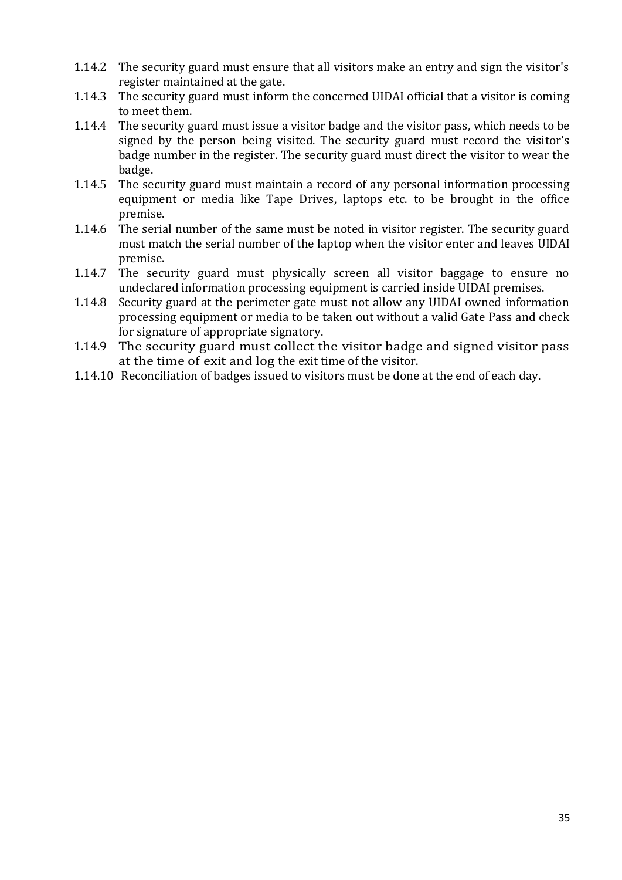1.14.2 The security guard must ensure that all visitors make an entry and sign the visitor's register maintained at the gate.

1.14.3 The security guard must inform the concerned UIDAI official that a visitor is coming to meet them.

1.14.4 The security guard must issue a visitor badge and the visitor pass, which needs to be signed by the person being visited. The security guard must record the visitor's badge number in the register. The security guard must direct the visitor to wear the badge.

1.14.5 The security guard must maintain a record of any personal information processing equipment or media like Tape Drives, laptops etc. to be brought in the office premise.

1.14.6 The serial number of the same must be noted in visitor register. The security guard must match the serial number of the laptop when the visitor enter and leaves UIDAI premise.

1.14.7 The security guard must physically screen all visitor baggage to ensure no undeclared information processing equipment is carried inside UIDAI premises.

1.14.8 Security guard at the perimeter gate must not allow any UIDAI owned information processing equipment or media to be taken out without a valid Gate Pass and check for signature of appropriate signatory.

1.14.9 The security guard must collect the visitor badge and signed visitor pass at the time of exit and log the exit time of the visitor.

1.14.10 Reconciliation of badges issued to visitors must be done at the end of each day.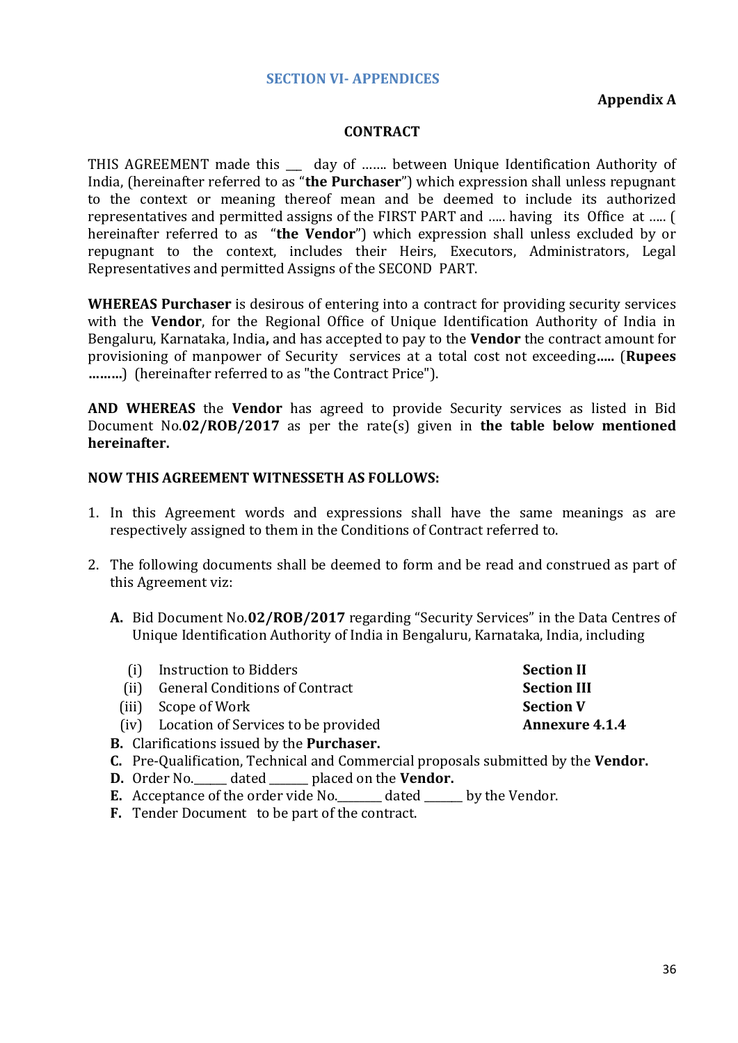## SECTION VI- APPENDICES

**Appendix A**

### CONTRACT

THIS AGREEMENT made this ___ day of ……. between Unique Identification Authority of India, (hereinafter referred to as "**the Purchaser**") which expression shall unless repugnant to the context or meaning thereof mean and be deemed to include its authorized representatives and permitted assigns of the FIRST PART and ….. having its Office at ….. ( hereinafter referred to as "**the Vendor**") which expression shall unless excluded by or repugnant to the context, includes their Heirs, Executors, Administrators, Legal Representatives and permitted Assigns of the SECOND PART.

**WHEREAS Purchaser** is desirous of entering into a contract for providing security services with the **Vendor**, for the Regional Office of Unique Identification Authority of India in Bengaluru, Karnataka, India**,** and has accepted to pay to the **Vendor** the contract amount for provisioning of manpower of Security services at a total cost not exceeding**…..** (**Rupees ………**) (hereinafter referred to as "the Contract Price").

**AND WHEREAS** the **Vendor** has agreed to provide Security services as listed in Bid Document No.**02/ROB/2017** as per the rate(s) given in **the table below mentioned hereinafter.**

**NOW THIS AGREEMENT WITNESSETH AS FOLLOWS:**

1. In this Agreement words and expressions shall have the same meanings as are respectively assigned to them in the Conditions of Contract referred to.
2. The following documents shall be deemed to form and be read and construed as part of this Agreement viz:

   **A.** Bid Document No.**02/ROB/2017** regarding "Security Services" in the Data Centres of Unique Identification Authority of India in Bengaluru, Karnataka, India, including

   | | | |
   |---|---|---|
   | (i) | Instruction to Bidders | **Section II** |
   | (ii) | General Conditions of Contract | **Section III** |
   | (iii) | Scope of Work | **Section V** |
   | (iv) | Location of Services to be provided | **Annexure 4.1.4** |

   **B.** Clarifications issued by the **Purchaser.**

   **C.** Pre-Qualification, Technical and Commercial proposals submitted by the **Vendor.**

   **D.** Order No.______ dated _______ placed on the **Vendor.**

   **E.** Acceptance of the order vide No.________ dated _______ by the Vendor.

   **F.** Tender Document to be part of the contract.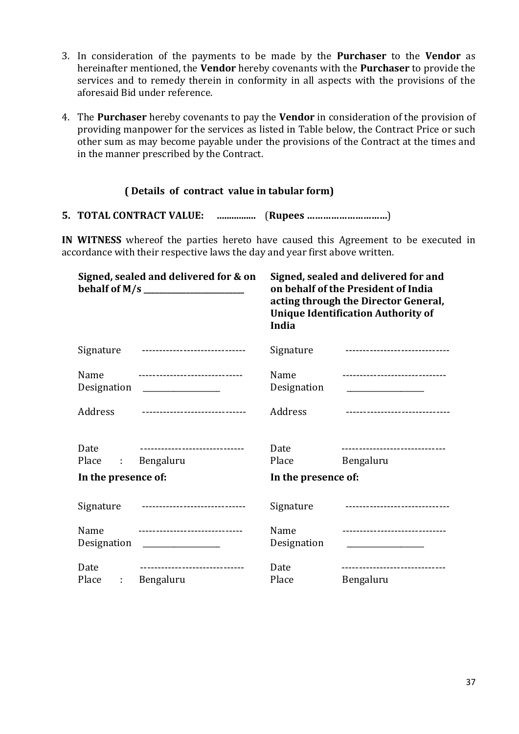3. In consideration of the payments to be made by the **Purchaser** to the **Vendor** as hereinafter mentioned, the **Vendor** hereby covenants with the **Purchaser** to provide the services and to remedy therein in conformity in all aspects with the provisions of the aforesaid Bid under reference.

4. The **Purchaser** hereby covenants to pay the **Vendor** in consideration of the provision of providing manpower for the services as listed in Table below, the Contract Price or such other sum as may become payable under the provisions of the Contract at the times and in the manner prescribed by the Contract.

**( Details of contract value in tabular form)**

**5. TOTAL CONTRACT VALUE: ................ (Rupees ………………………….)**

**IN WITNESS** whereof the parties hereto have caused this Agreement to be executed in accordance with their respective laws the day and year first above written.

| **Signed, sealed and delivered for & on behalf of M/s ________________________** | | **Signed, sealed and delivered for and on behalf of the President of India acting through the Director General, Unique Identification Authority of India** | |
|---|---|---|---|
| Signature | ------------------------------ | Signature | ------------------------------ |
| Name | ------------------------------ | Name | ------------------------------ |
| Designation | ___________________ | Designation | ___________________ |
| Address | ------------------------------ | Address | ------------------------------ |
| Date | ------------------------------ | Date | ------------------------------ |
| Place : | Bengaluru | Place | Bengaluru |
| **In the presence of:** | | **In the presence of:** | |
| Signature | ------------------------------ | Signature | ------------------------------ |
| Name | ------------------------------ | Name | ------------------------------ |
| Designation | ___________________ | Designation | ___________________ |
| Date | ------------------------------ | Date | ------------------------------ |
| Place : | Bengaluru | Place | Bengaluru |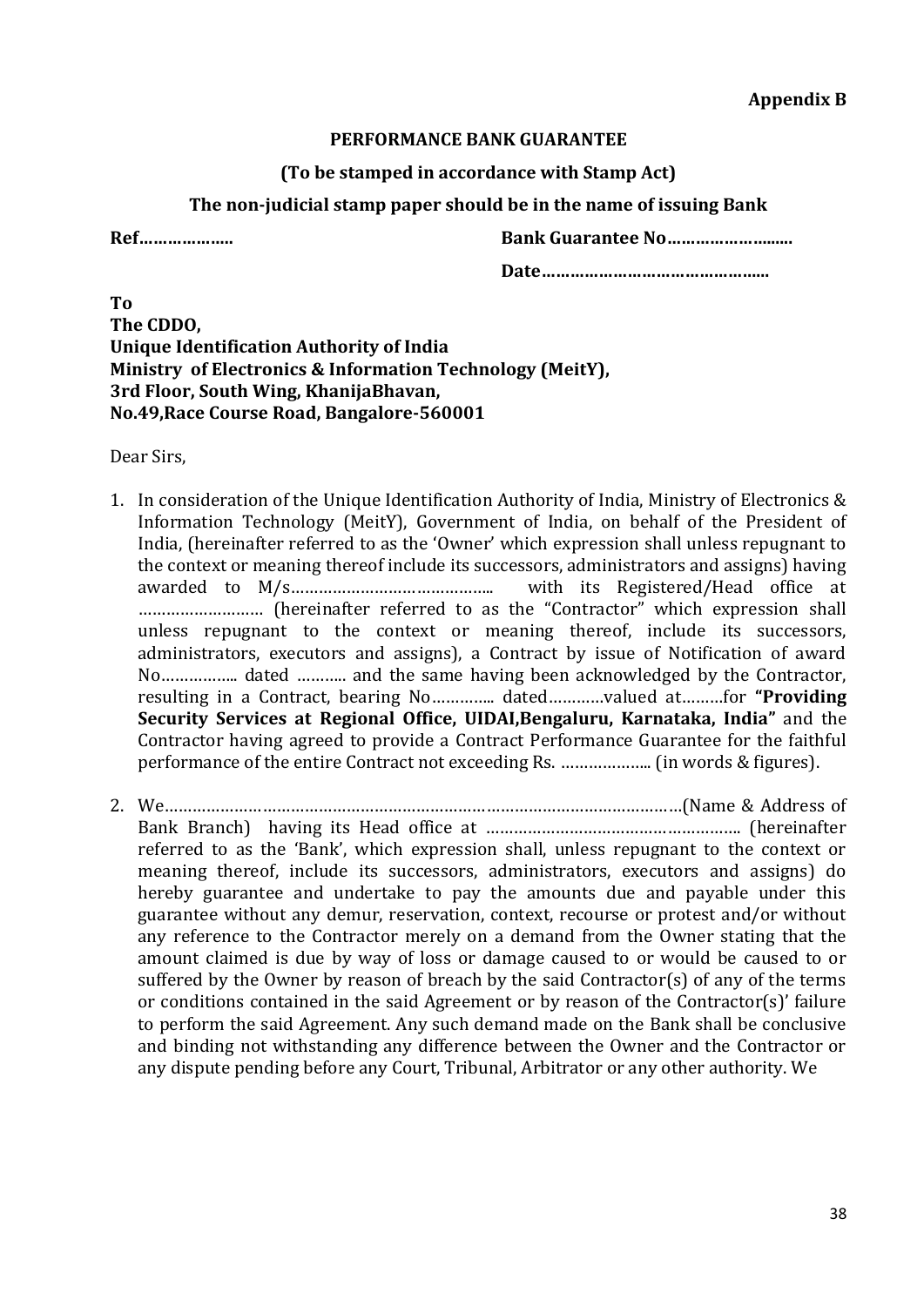**Appendix B**

**PERFORMANCE BANK GUARANTEE**

**(To be stamped in accordance with Stamp Act)**

**The non-judicial stamp paper should be in the name of issuing Bank**

**Ref………………..** **Bank Guarantee No……………………..**

**Date…………………………………………..**

**To**
**The CDDO,**
**Unique Identification Authority of India**
**Ministry of Electronics & Information Technology (MeitY),**
**3rd Floor, South Wing, KhanijaBhavan,**
**No.49,Race Course Road, Bangalore-560001**

Dear Sirs,

1. In consideration of the Unique Identification Authority of India, Ministry of Electronics & Information Technology (MeitY), Government of India, on behalf of the President of India, (hereinafter referred to as the 'Owner' which expression shall unless repugnant to the context or meaning thereof include its successors, administrators and assigns) having awarded to M/s…………………………………….. with its Registered/Head office at ……………………… (hereinafter referred to as the "Contractor" which expression shall unless repugnant to the context or meaning thereof, include its successors, administrators, executors and assigns), a Contract by issue of Notification of award No…………….. dated ……….. and the same having been acknowledged by the Contractor, resulting in a Contract, bearing No………….. dated…………valued at………for **"Providing Security Services at Regional Office, UIDAI,Bengaluru, Karnataka, India"** and the Contractor having agreed to provide a Contract Performance Guarantee for the faithful performance of the entire Contract not exceeding Rs. ……………….. (in words & figures).

2. We…………………………………………………………………………………………………(Name & Address of Bank Branch) having its Head office at ………………………………………………. (hereinafter referred to as the 'Bank', which expression shall, unless repugnant to the context or meaning thereof, include its successors, administrators, executors and assigns) do hereby guarantee and undertake to pay the amounts due and payable under this guarantee without any demur, reservation, context, recourse or protest and/or without any reference to the Contractor merely on a demand from the Owner stating that the amount claimed is due by way of loss or damage caused to or would be caused to or suffered by the Owner by reason of breach by the said Contractor(s) of any of the terms or conditions contained in the said Agreement or by reason of the Contractor(s)' failure to perform the said Agreement. Any such demand made on the Bank shall be conclusive and binding not withstanding any difference between the Owner and the Contractor or any dispute pending before any Court, Tribunal, Arbitrator or any other authority. We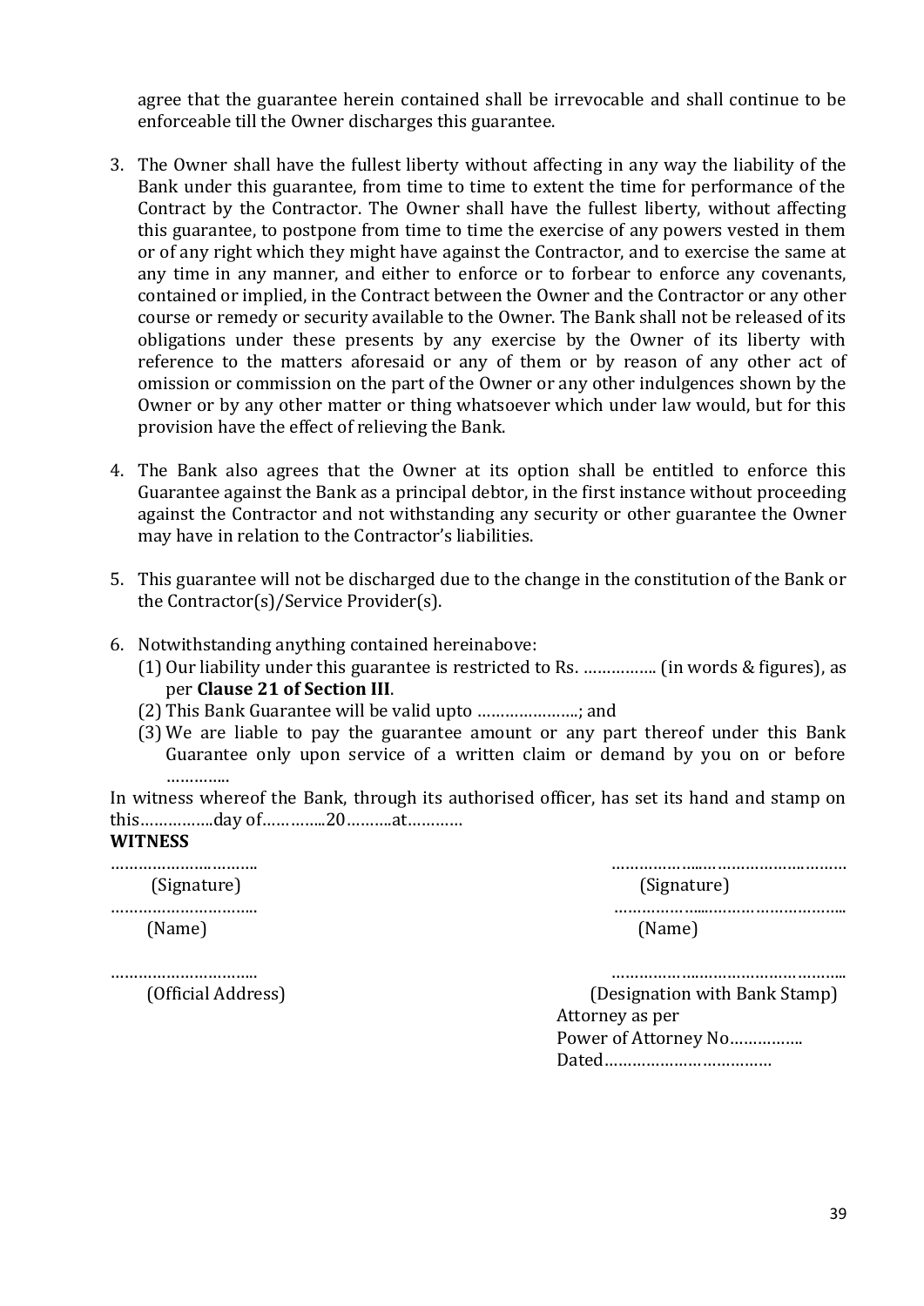agree that the guarantee herein contained shall be irrevocable and shall continue to be enforceable till the Owner discharges this guarantee.

3. The Owner shall have the fullest liberty without affecting in any way the liability of the Bank under this guarantee, from time to time to extent the time for performance of the Contract by the Contractor. The Owner shall have the fullest liberty, without affecting this guarantee, to postpone from time to time the exercise of any powers vested in them or of any right which they might have against the Contractor, and to exercise the same at any time in any manner, and either to enforce or to forbear to enforce any covenants, contained or implied, in the Contract between the Owner and the Contractor or any other course or remedy or security available to the Owner. The Bank shall not be released of its obligations under these presents by any exercise by the Owner of its liberty with reference to the matters aforesaid or any of them or by reason of any other act of omission or commission on the part of the Owner or any other indulgences shown by the Owner or by any other matter or thing whatsoever which under law would, but for this provision have the effect of relieving the Bank.

4. The Bank also agrees that the Owner at its option shall be entitled to enforce this Guarantee against the Bank as a principal debtor, in the first instance without proceeding against the Contractor and not withstanding any security or other guarantee the Owner may have in relation to the Contractor's liabilities.

5. This guarantee will not be discharged due to the change in the constitution of the Bank or the Contractor(s)/Service Provider(s).

6. Notwithstanding anything contained hereinabove:
   (1) Our liability under this guarantee is restricted to Rs. ……………. (in words & figures), as per **Clause 21 of Section III**.
   (2) This Bank Guarantee will be valid upto ………………….; and
   (3) We are liable to pay the guarantee amount or any part thereof under this Bank Guarantee only upon service of a written claim or demand by you on or before ………....

In witness whereof the Bank, through its authorised officer, has set its hand and stamp on this…………….day of…………..20……….at…………

**WITNESS**

| | |
|---|---|
| ……………………….. | ………………...………………………… |
| (Signature) | (Signature) |
| ……………………….. | ………………...……………………….. |
| (Name) | (Name) |
| ……………………….. | ………………..……………………….. |
| (Official Address) | (Designation with Bank Stamp) |
| | Attorney as per |
| | Power of Attorney No……………. |
| | Dated……………………………… |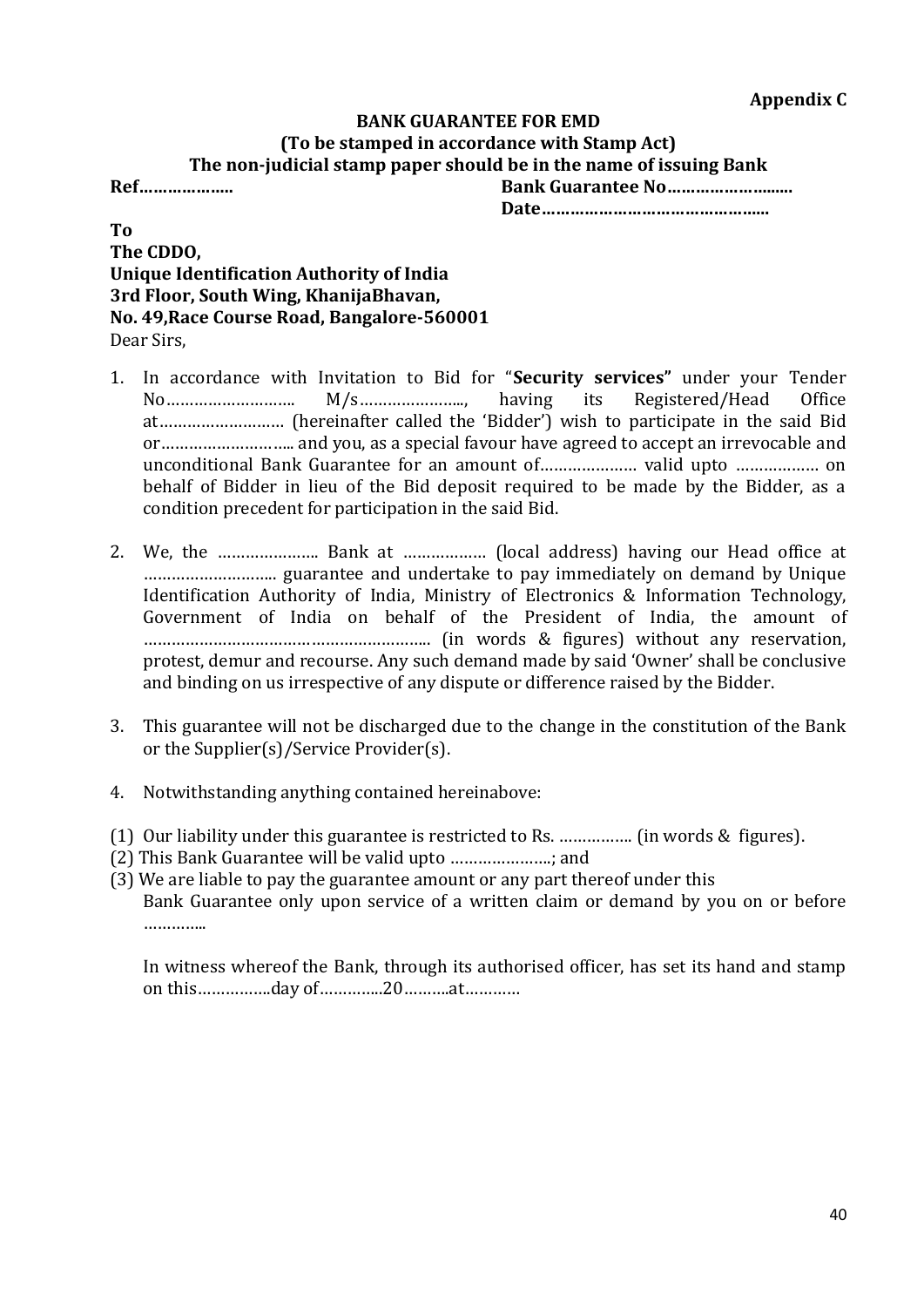**Appendix C**

**BANK GUARANTEE FOR EMD**

**(To be stamped in accordance with Stamp Act)**

**The non-judicial stamp paper should be in the name of issuing Bank**

**Ref………………..** **Bank Guarantee No…………………......**

**Date…………………………………….....**

**To**
**The CDDO,**
**Unique Identification Authority of India**
**3rd Floor, South Wing, KhanijaBhavan,**
**No. 49,Race Course Road, Bangalore-560001**
Dear Sirs,

1. In accordance with Invitation to Bid for "**Security services"** under your Tender No……………………….. M/s…………………..., having its Registered/Head Office at………………………. (hereinafter called the 'Bidder') wish to participate in the said Bid or……………………….. and you, as a special favour have agreed to accept an irrevocable and unconditional Bank Guarantee for an amount of………………… valid upto ……………… on behalf of Bidder in lieu of the Bid deposit required to be made by the Bidder, as a condition precedent for participation in the said Bid.

2. We, the …………………. Bank at ……………… (local address) having our Head office at ……………………….. guarantee and undertake to pay immediately on demand by Unique Identification Authority of India, Ministry of Electronics & Information Technology, Government of India on behalf of the President of India, the amount of ……………………………………………………... (in words & figures) without any reservation, protest, demur and recourse. Any such demand made by said 'Owner' shall be conclusive and binding on us irrespective of any dispute or difference raised by the Bidder.

3. This guarantee will not be discharged due to the change in the constitution of the Bank or the Supplier(s)/Service Provider(s).

4. Notwithstanding anything contained hereinabove:

(1) Our liability under this guarantee is restricted to Rs. ……………. (in words & figures).
(2) This Bank Guarantee will be valid upto …………………..; and
(3) We are liable to pay the guarantee amount or any part thereof under this Bank Guarantee only upon service of a written claim or demand by you on or before …………...

In witness whereof the Bank, through its authorised officer, has set its hand and stamp on this…………….day of…………..20……….at…………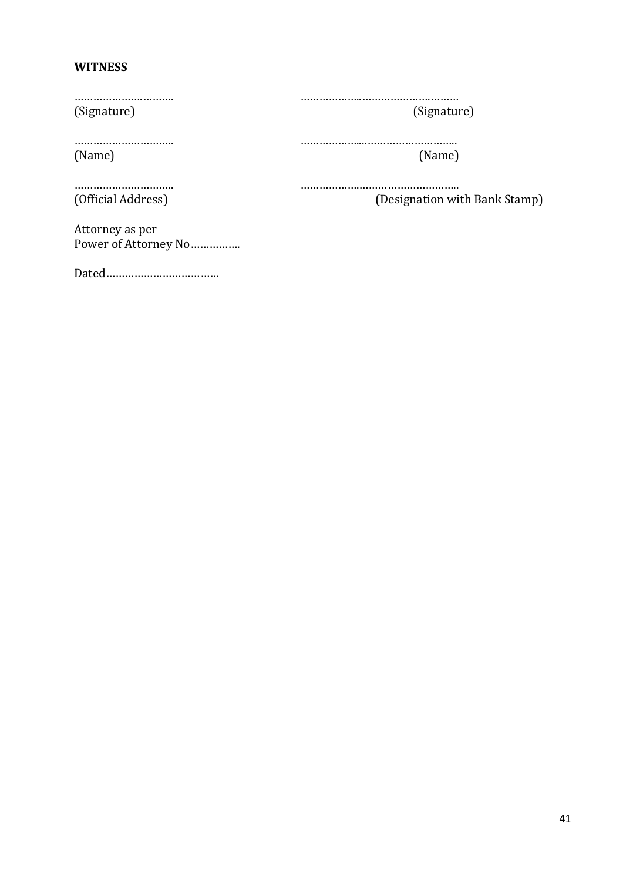**WITNESS**

| | |
|---|---|
| ……………………….. | …………….…………………………… |
| (Signature) | (Signature) |
| ………………………... | ………………...………………………... |
| (Name) | (Name) |
| ………………………... | ……………..…………………………... |
| (Official Address) | (Designation with Bank Stamp) |

Attorney as per
Power of Attorney No…………….

Dated………………………………